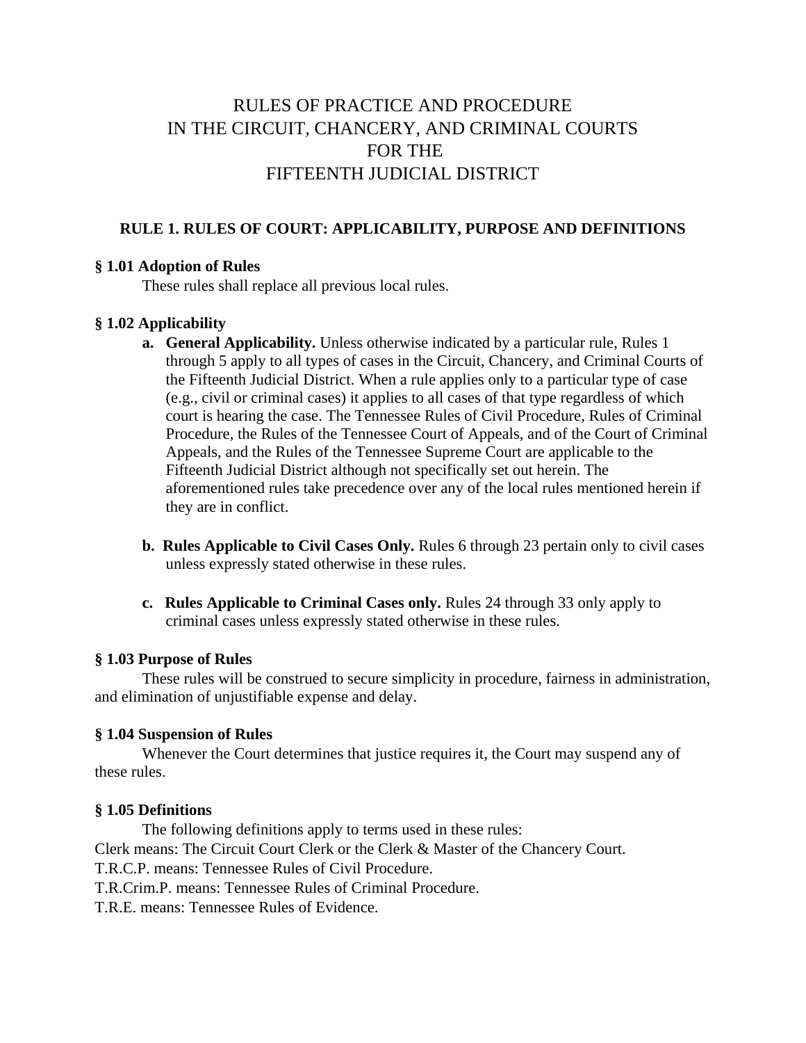# RULES OF PRACTICE AND PROCEDURE
# IN THE CIRCUIT, CHANCERY, AND CRIMINAL COURTS
# FOR THE
# FIFTEENTH JUDICIAL DISTRICT

## RULE 1. RULES OF COURT: APPLICABILITY, PURPOSE AND DEFINITIONS

### § 1.01 Adoption of Rules

These rules shall replace all previous local rules.

### § 1.02 Applicability

a. **General Applicability.** Unless otherwise indicated by a particular rule, Rules 1 through 5 apply to all types of cases in the Circuit, Chancery, and Criminal Courts of the Fifteenth Judicial District. When a rule applies only to a particular type of case (e.g., civil or criminal cases) it applies to all cases of that type regardless of which court is hearing the case. The Tennessee Rules of Civil Procedure, Rules of Criminal Procedure, the Rules of the Tennessee Court of Appeals, and of the Court of Criminal Appeals, and the Rules of the Tennessee Supreme Court are applicable to the Fifteenth Judicial District although not specifically set out herein. The aforementioned rules take precedence over any of the local rules mentioned herein if they are in conflict.

b. **Rules Applicable to Civil Cases Only.** Rules 6 through 23 pertain only to civil cases unless expressly stated otherwise in these rules.

c. **Rules Applicable to Criminal Cases only.** Rules 24 through 33 only apply to criminal cases unless expressly stated otherwise in these rules.

### § 1.03 Purpose of Rules

These rules will be construed to secure simplicity in procedure, fairness in administration, and elimination of unjustifiable expense and delay.

### § 1.04 Suspension of Rules

Whenever the Court determines that justice requires it, the Court may suspend any of these rules.

### § 1.05 Definitions

The following definitions apply to terms used in these rules:

Clerk means: The Circuit Court Clerk or the Clerk & Master of the Chancery Court.

T.R.C.P. means: Tennessee Rules of Civil Procedure.

T.R.Crim.P. means: Tennessee Rules of Criminal Procedure.

T.R.E. means: Tennessee Rules of Evidence.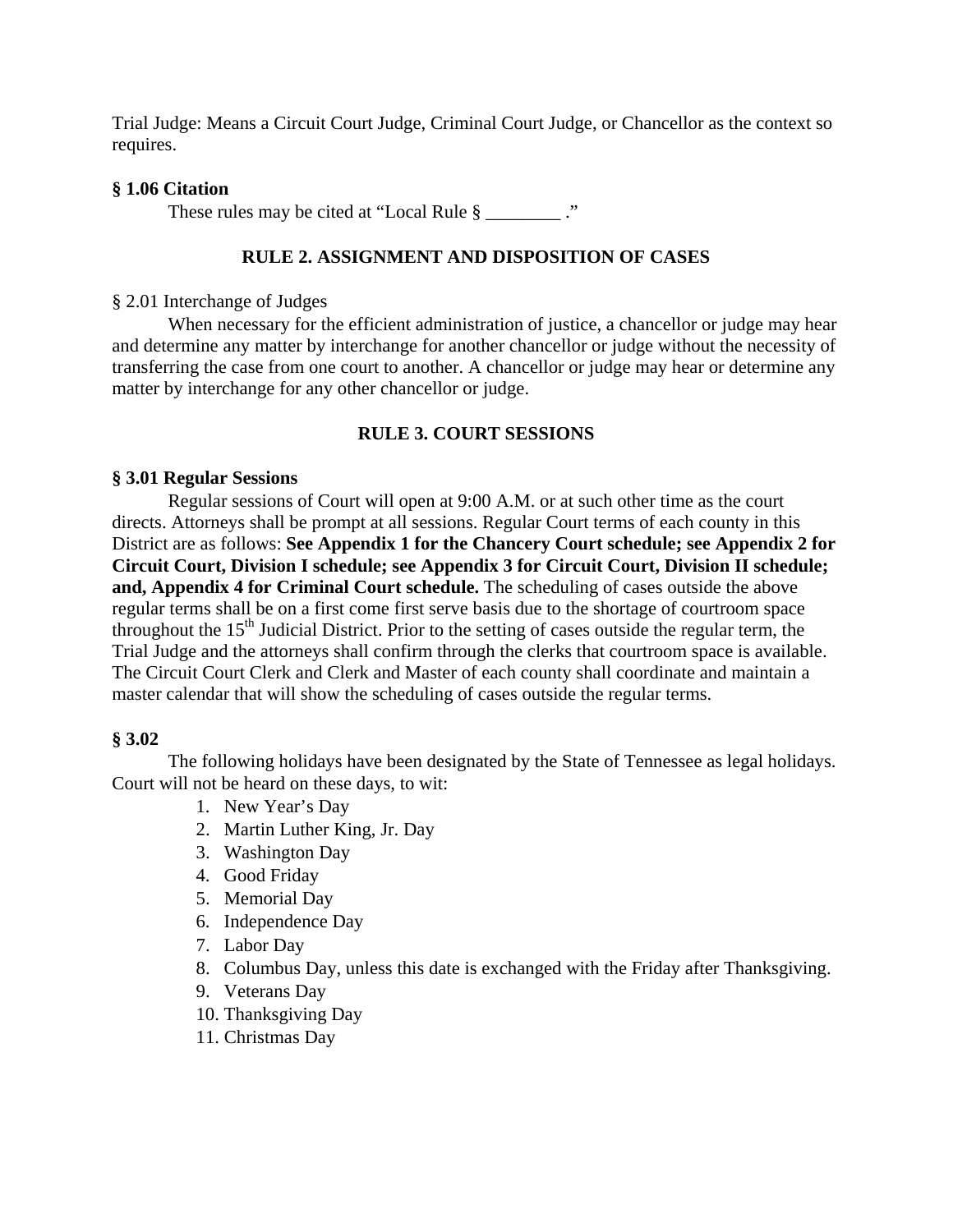Trial Judge: Means a Circuit Court Judge, Criminal Court Judge, or Chancellor as the context so requires.

**§ 1.06 Citation**

These rules may be cited at "Local Rule § ________ ."

## RULE 2. ASSIGNMENT AND DISPOSITION OF CASES

§ 2.01 Interchange of Judges

When necessary for the efficient administration of justice, a chancellor or judge may hear and determine any matter by interchange for another chancellor or judge without the necessity of transferring the case from one court to another. A chancellor or judge may hear or determine any matter by interchange for any other chancellor or judge.

## RULE 3. COURT SESSIONS

**§ 3.01 Regular Sessions**

Regular sessions of Court will open at 9:00 A.M. or at such other time as the court directs. Attorneys shall be prompt at all sessions. Regular Court terms of each county in this District are as follows: **See Appendix 1 for the Chancery Court schedule; see Appendix 2 for Circuit Court, Division I schedule; see Appendix 3 for Circuit Court, Division II schedule; and, Appendix 4 for Criminal Court schedule.** The scheduling of cases outside the above regular terms shall be on a first come first serve basis due to the shortage of courtroom space throughout the 15th Judicial District. Prior to the setting of cases outside the regular term, the Trial Judge and the attorneys shall confirm through the clerks that courtroom space is available. The Circuit Court Clerk and Clerk and Master of each county shall coordinate and maintain a master calendar that will show the scheduling of cases outside the regular terms.

**§ 3.02**

The following holidays have been designated by the State of Tennessee as legal holidays. Court will not be heard on these days, to wit:

1. New Year's Day
2. Martin Luther King, Jr. Day
3. Washington Day
4. Good Friday
5. Memorial Day
6. Independence Day
7. Labor Day
8. Columbus Day, unless this date is exchanged with the Friday after Thanksgiving.
9. Veterans Day
10. Thanksgiving Day
11. Christmas Day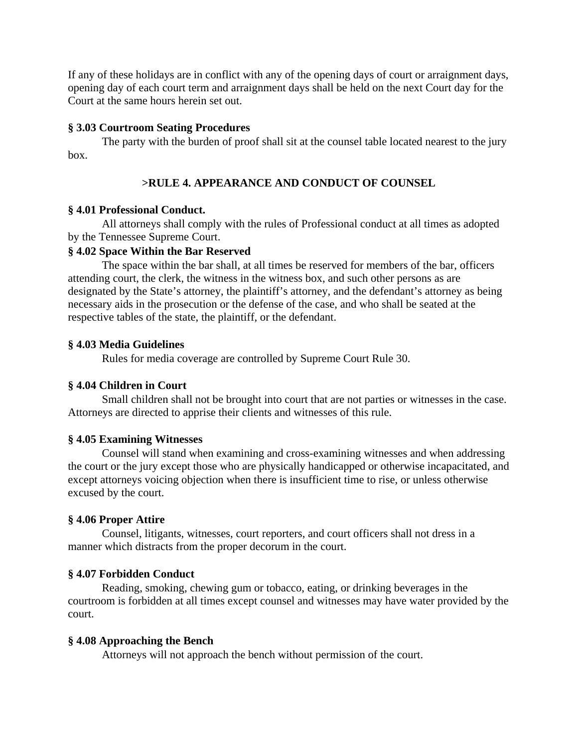If any of these holidays are in conflict with any of the opening days of court or arraignment days, opening day of each court term and arraignment days shall be held on the next Court day for the Court at the same hours herein set out.

**§ 3.03 Courtroom Seating Procedures**

The party with the burden of proof shall sit at the counsel table located nearest to the jury box.

## >RULE 4. APPEARANCE AND CONDUCT OF COUNSEL

**§ 4.01 Professional Conduct.**

All attorneys shall comply with the rules of Professional conduct at all times as adopted by the Tennessee Supreme Court.

**§ 4.02 Space Within the Bar Reserved**

The space within the bar shall, at all times be reserved for members of the bar, officers attending court, the clerk, the witness in the witness box, and such other persons as are designated by the State's attorney, the plaintiff's attorney, and the defendant's attorney as being necessary aids in the prosecution or the defense of the case, and who shall be seated at the respective tables of the state, the plaintiff, or the defendant.

**§ 4.03 Media Guidelines**

Rules for media coverage are controlled by Supreme Court Rule 30.

**§ 4.04 Children in Court**

Small children shall not be brought into court that are not parties or witnesses in the case. Attorneys are directed to apprise their clients and witnesses of this rule.

**§ 4.05 Examining Witnesses**

Counsel will stand when examining and cross-examining witnesses and when addressing the court or the jury except those who are physically handicapped or otherwise incapacitated, and except attorneys voicing objection when there is insufficient time to rise, or unless otherwise excused by the court.

**§ 4.06 Proper Attire**

Counsel, litigants, witnesses, court reporters, and court officers shall not dress in a manner which distracts from the proper decorum in the court.

**§ 4.07 Forbidden Conduct**

Reading, smoking, chewing gum or tobacco, eating, or drinking beverages in the courtroom is forbidden at all times except counsel and witnesses may have water provided by the court.

**§ 4.08 Approaching the Bench**

Attorneys will not approach the bench without permission of the court.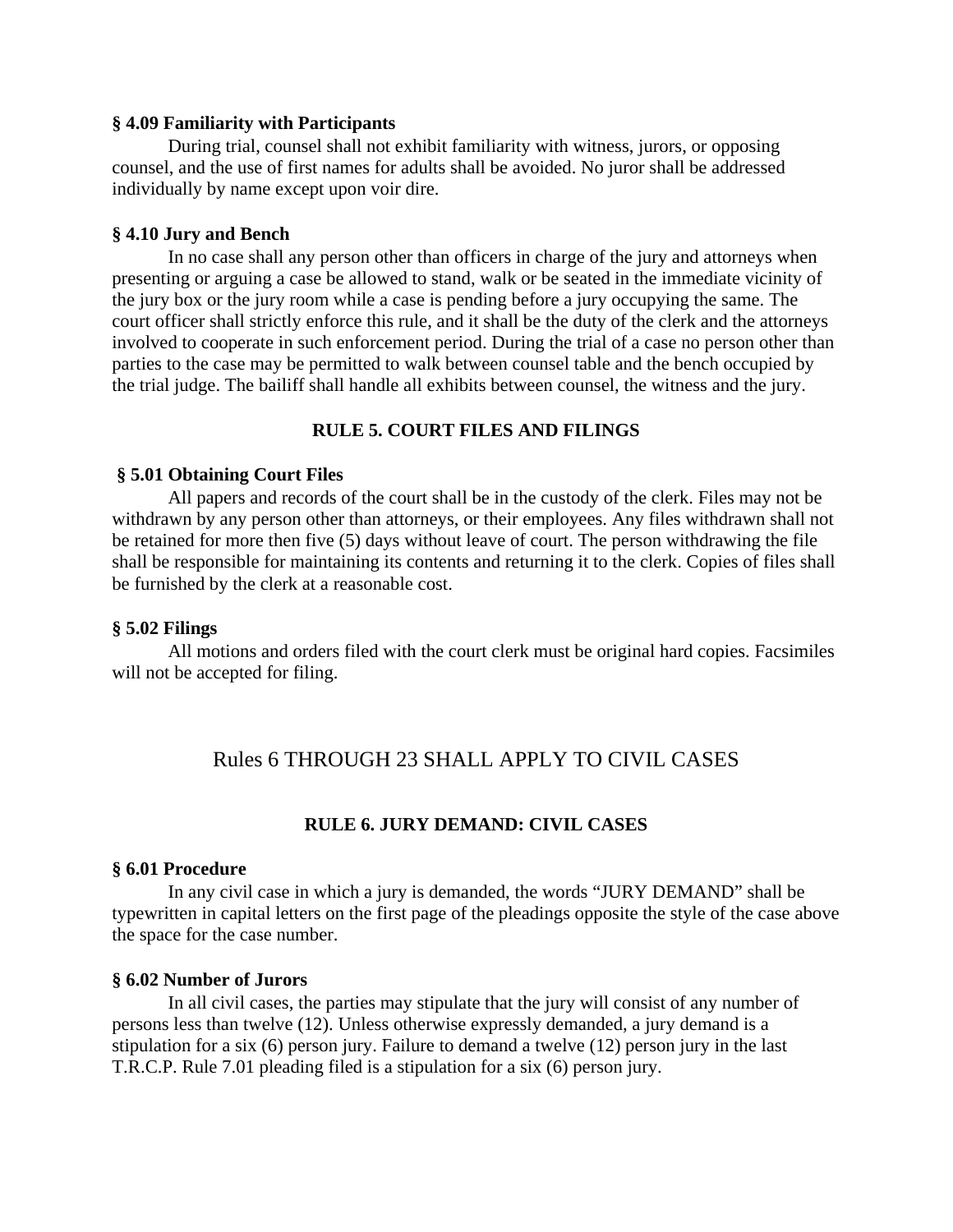**§ 4.09 Familiarity with Participants**

During trial, counsel shall not exhibit familiarity with witness, jurors, or opposing counsel, and the use of first names for adults shall be avoided. No juror shall be addressed individually by name except upon voir dire.

**§ 4.10 Jury and Bench**

In no case shall any person other than officers in charge of the jury and attorneys when presenting or arguing a case be allowed to stand, walk or be seated in the immediate vicinity of the jury box or the jury room while a case is pending before a jury occupying the same. The court officer shall strictly enforce this rule, and it shall be the duty of the clerk and the attorneys involved to cooperate in such enforcement period. During the trial of a case no person other than parties to the case may be permitted to walk between counsel table and the bench occupied by the trial judge. The bailiff shall handle all exhibits between counsel, the witness and the jury.

## RULE 5. COURT FILES AND FILINGS

**§ 5.01 Obtaining Court Files**

All papers and records of the court shall be in the custody of the clerk. Files may not be withdrawn by any person other than attorneys, or their employees. Any files withdrawn shall not be retained for more then five (5) days without leave of court. The person withdrawing the file shall be responsible for maintaining its contents and returning it to the clerk. Copies of files shall be furnished by the clerk at a reasonable cost.

**§ 5.02 Filings**

All motions and orders filed with the court clerk must be original hard copies. Facsimiles will not be accepted for filing.

# Rules 6 THROUGH 23 SHALL APPLY TO CIVIL CASES

## RULE 6. JURY DEMAND: CIVIL CASES

**§ 6.01 Procedure**

In any civil case in which a jury is demanded, the words "JURY DEMAND" shall be typewritten in capital letters on the first page of the pleadings opposite the style of the case above the space for the case number.

**§ 6.02 Number of Jurors**

In all civil cases, the parties may stipulate that the jury will consist of any number of persons less than twelve (12). Unless otherwise expressly demanded, a jury demand is a stipulation for a six (6) person jury. Failure to demand a twelve (12) person jury in the last T.R.C.P. Rule 7.01 pleading filed is a stipulation for a six (6) person jury.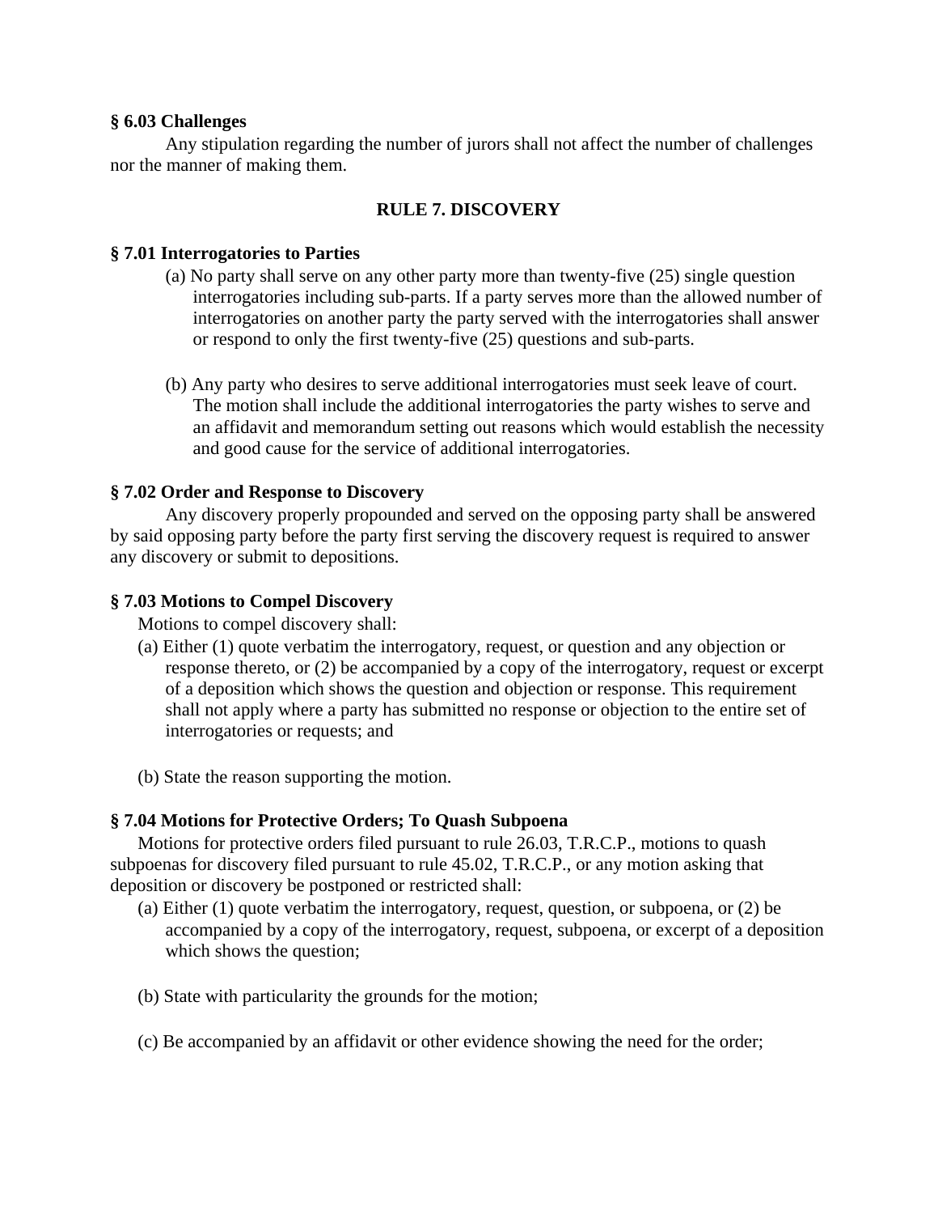**§ 6.03 Challenges**

Any stipulation regarding the number of jurors shall not affect the number of challenges nor the manner of making them.

## RULE 7. DISCOVERY

**§ 7.01 Interrogatories to Parties**

(a) No party shall serve on any other party more than twenty-five (25) single question interrogatories including sub-parts. If a party serves more than the allowed number of interrogatories on another party the party served with the interrogatories shall answer or respond to only the first twenty-five (25) questions and sub-parts.

(b) Any party who desires to serve additional interrogatories must seek leave of court. The motion shall include the additional interrogatories the party wishes to serve and an affidavit and memorandum setting out reasons which would establish the necessity and good cause for the service of additional interrogatories.

**§ 7.02 Order and Response to Discovery**

Any discovery properly propounded and served on the opposing party shall be answered by said opposing party before the party first serving the discovery request is required to answer any discovery or submit to depositions.

**§ 7.03 Motions to Compel Discovery**

Motions to compel discovery shall:

(a) Either (1) quote verbatim the interrogatory, request, or question and any objection or response thereto, or (2) be accompanied by a copy of the interrogatory, request or excerpt of a deposition which shows the question and objection or response. This requirement shall not apply where a party has submitted no response or objection to the entire set of interrogatories or requests; and

(b) State the reason supporting the motion.

**§ 7.04 Motions for Protective Orders; To Quash Subpoena**

Motions for protective orders filed pursuant to rule 26.03, T.R.C.P., motions to quash subpoenas for discovery filed pursuant to rule 45.02, T.R.C.P., or any motion asking that deposition or discovery be postponed or restricted shall:

(a) Either (1) quote verbatim the interrogatory, request, question, or subpoena, or (2) be accompanied by a copy of the interrogatory, request, subpoena, or excerpt of a deposition which shows the question;

(b) State with particularity the grounds for the motion;

(c) Be accompanied by an affidavit or other evidence showing the need for the order;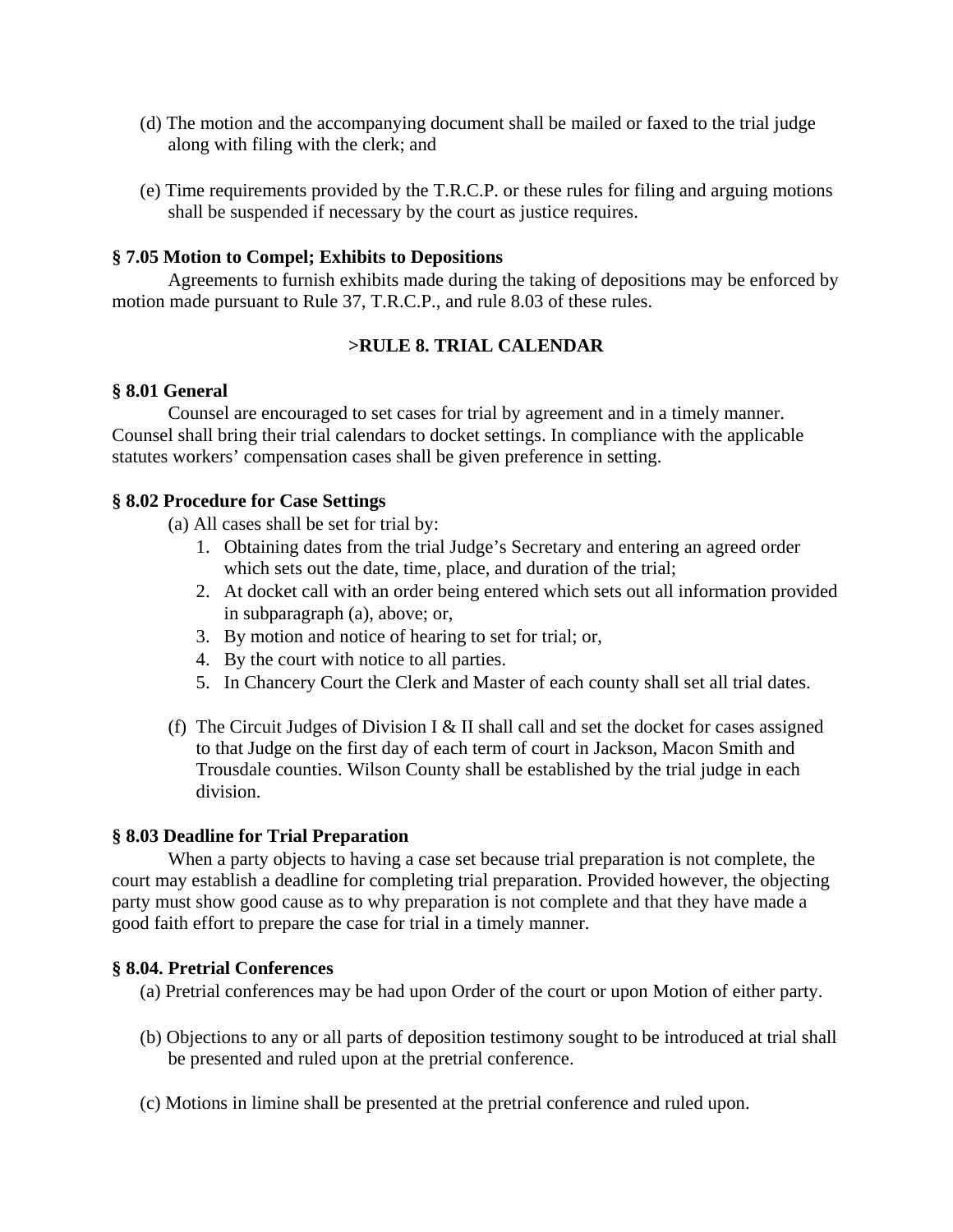(d) The motion and the accompanying document shall be mailed or faxed to the trial judge along with filing with the clerk; and

(e) Time requirements provided by the T.R.C.P. or these rules for filing and arguing motions shall be suspended if necessary by the court as justice requires.

**§ 7.05 Motion to Compel; Exhibits to Depositions**

Agreements to furnish exhibits made during the taking of depositions may be enforced by motion made pursuant to Rule 37, T.R.C.P., and rule 8.03 of these rules.

## >RULE 8. TRIAL CALENDAR

**§ 8.01 General**

Counsel are encouraged to set cases for trial by agreement and in a timely manner. Counsel shall bring their trial calendars to docket settings. In compliance with the applicable statutes workers' compensation cases shall be given preference in setting.

**§ 8.02 Procedure for Case Settings**

(a) All cases shall be set for trial by:

1. Obtaining dates from the trial Judge's Secretary and entering an agreed order which sets out the date, time, place, and duration of the trial;
2. At docket call with an order being entered which sets out all information provided in subparagraph (a), above; or,
3. By motion and notice of hearing to set for trial; or,
4. By the court with notice to all parties.
5. In Chancery Court the Clerk and Master of each county shall set all trial dates.

(f) The Circuit Judges of Division I & II shall call and set the docket for cases assigned to that Judge on the first day of each term of court in Jackson, Macon Smith and Trousdale counties. Wilson County shall be established by the trial judge in each division.

**§ 8.03 Deadline for Trial Preparation**

When a party objects to having a case set because trial preparation is not complete, the court may establish a deadline for completing trial preparation. Provided however, the objecting party must show good cause as to why preparation is not complete and that they have made a good faith effort to prepare the case for trial in a timely manner.

**§ 8.04. Pretrial Conferences**

(a) Pretrial conferences may be had upon Order of the court or upon Motion of either party.

(b) Objections to any or all parts of deposition testimony sought to be introduced at trial shall be presented and ruled upon at the pretrial conference.

(c) Motions in limine shall be presented at the pretrial conference and ruled upon.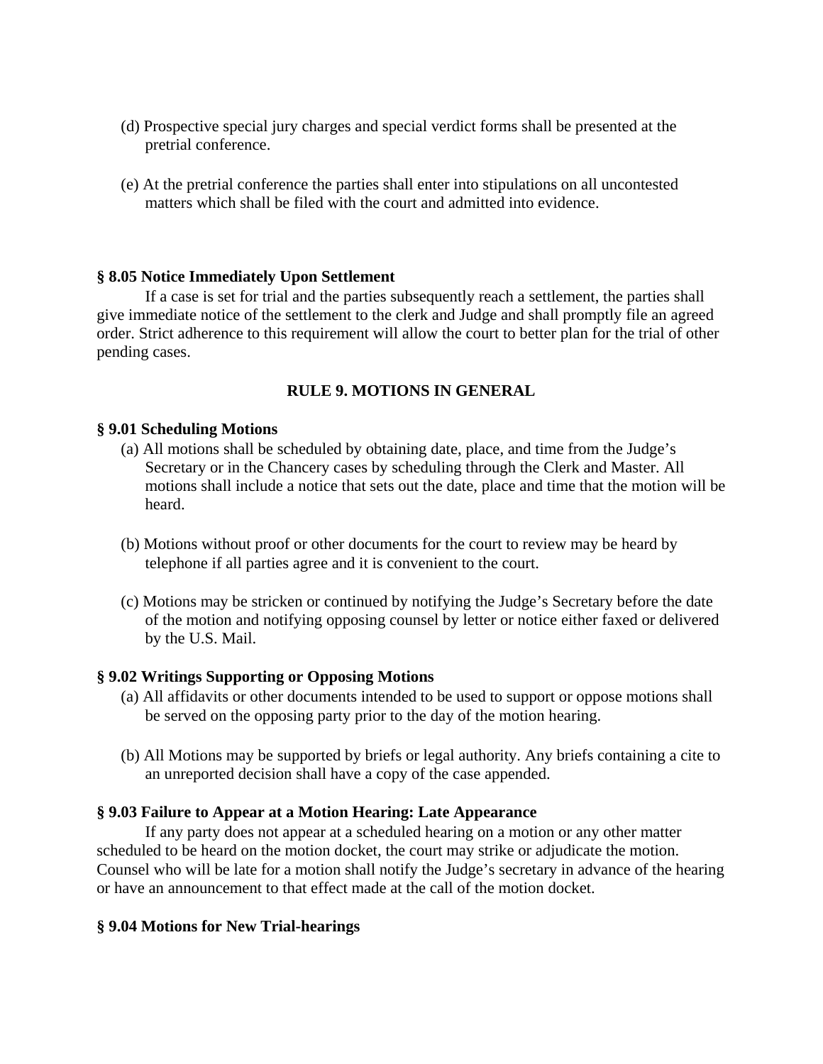(d) Prospective special jury charges and special verdict forms shall be presented at the pretrial conference.

(e) At the pretrial conference the parties shall enter into stipulations on all uncontested matters which shall be filed with the court and admitted into evidence.

**§ 8.05 Notice Immediately Upon Settlement**

If a case is set for trial and the parties subsequently reach a settlement, the parties shall give immediate notice of the settlement to the clerk and Judge and shall promptly file an agreed order. Strict adherence to this requirement will allow the court to better plan for the trial of other pending cases.

## RULE 9. MOTIONS IN GENERAL

**§ 9.01 Scheduling Motions**

(a) All motions shall be scheduled by obtaining date, place, and time from the Judge's Secretary or in the Chancery cases by scheduling through the Clerk and Master. All motions shall include a notice that sets out the date, place and time that the motion will be heard.

(b) Motions without proof or other documents for the court to review may be heard by telephone if all parties agree and it is convenient to the court.

(c) Motions may be stricken or continued by notifying the Judge's Secretary before the date of the motion and notifying opposing counsel by letter or notice either faxed or delivered by the U.S. Mail.

**§ 9.02 Writings Supporting or Opposing Motions**

(a) All affidavits or other documents intended to be used to support or oppose motions shall be served on the opposing party prior to the day of the motion hearing.

(b) All Motions may be supported by briefs or legal authority. Any briefs containing a cite to an unreported decision shall have a copy of the case appended.

**§ 9.03 Failure to Appear at a Motion Hearing: Late Appearance**

If any party does not appear at a scheduled hearing on a motion or any other matter scheduled to be heard on the motion docket, the court may strike or adjudicate the motion. Counsel who will be late for a motion shall notify the Judge's secretary in advance of the hearing or have an announcement to that effect made at the call of the motion docket.

**§ 9.04 Motions for New Trial-hearings**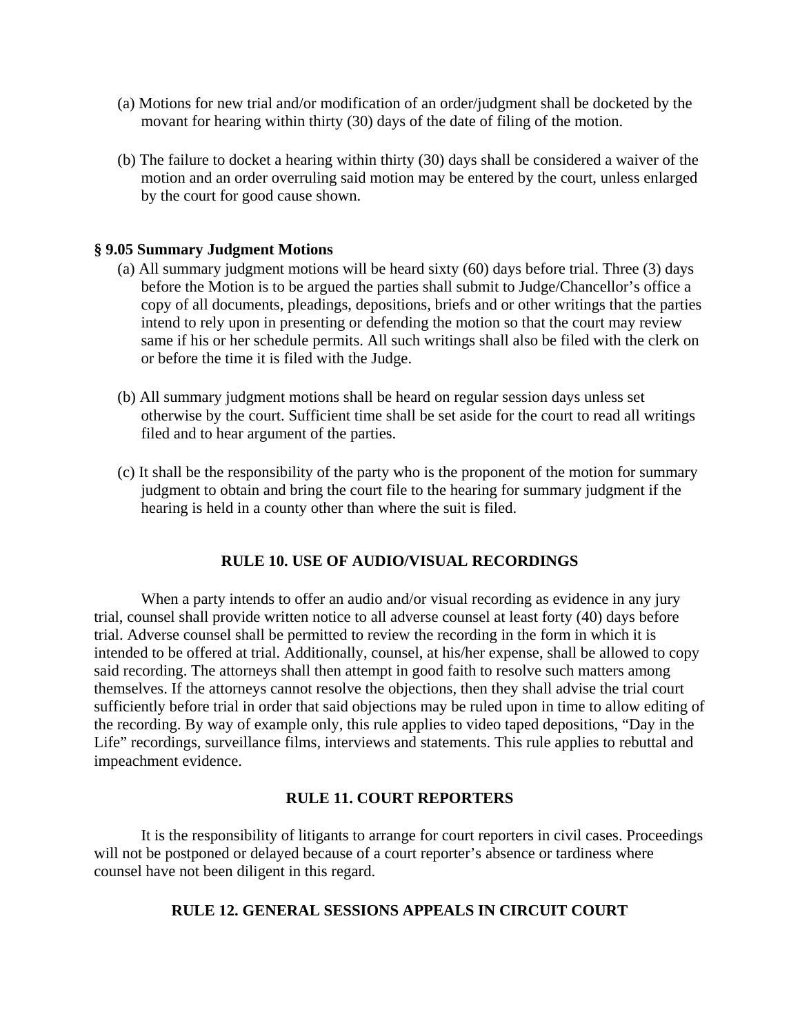(a) Motions for new trial and/or modification of an order/judgment shall be docketed by the movant for hearing within thirty (30) days of the date of filing of the motion.

(b) The failure to docket a hearing within thirty (30) days shall be considered a waiver of the motion and an order overruling said motion may be entered by the court, unless enlarged by the court for good cause shown.

### § 9.05 Summary Judgment Motions

(a) All summary judgment motions will be heard sixty (60) days before trial. Three (3) days before the Motion is to be argued the parties shall submit to Judge/Chancellor's office a copy of all documents, pleadings, depositions, briefs and or other writings that the parties intend to rely upon in presenting or defending the motion so that the court may review same if his or her schedule permits. All such writings shall also be filed with the clerk on or before the time it is filed with the Judge.

(b) All summary judgment motions shall be heard on regular session days unless set otherwise by the court. Sufficient time shall be set aside for the court to read all writings filed and to hear argument of the parties.

(c) It shall be the responsibility of the party who is the proponent of the motion for summary judgment to obtain and bring the court file to the hearing for summary judgment if the hearing is held in a county other than where the suit is filed.

## RULE 10. USE OF AUDIO/VISUAL RECORDINGS

When a party intends to offer an audio and/or visual recording as evidence in any jury trial, counsel shall provide written notice to all adverse counsel at least forty (40) days before trial. Adverse counsel shall be permitted to review the recording in the form in which it is intended to be offered at trial. Additionally, counsel, at his/her expense, shall be allowed to copy said recording. The attorneys shall then attempt in good faith to resolve such matters among themselves. If the attorneys cannot resolve the objections, then they shall advise the trial court sufficiently before trial in order that said objections may be ruled upon in time to allow editing of the recording. By way of example only, this rule applies to video taped depositions, "Day in the Life" recordings, surveillance films, interviews and statements. This rule applies to rebuttal and impeachment evidence.

## RULE 11. COURT REPORTERS

It is the responsibility of litigants to arrange for court reporters in civil cases. Proceedings will not be postponed or delayed because of a court reporter's absence or tardiness where counsel have not been diligent in this regard.

## RULE 12. GENERAL SESSIONS APPEALS IN CIRCUIT COURT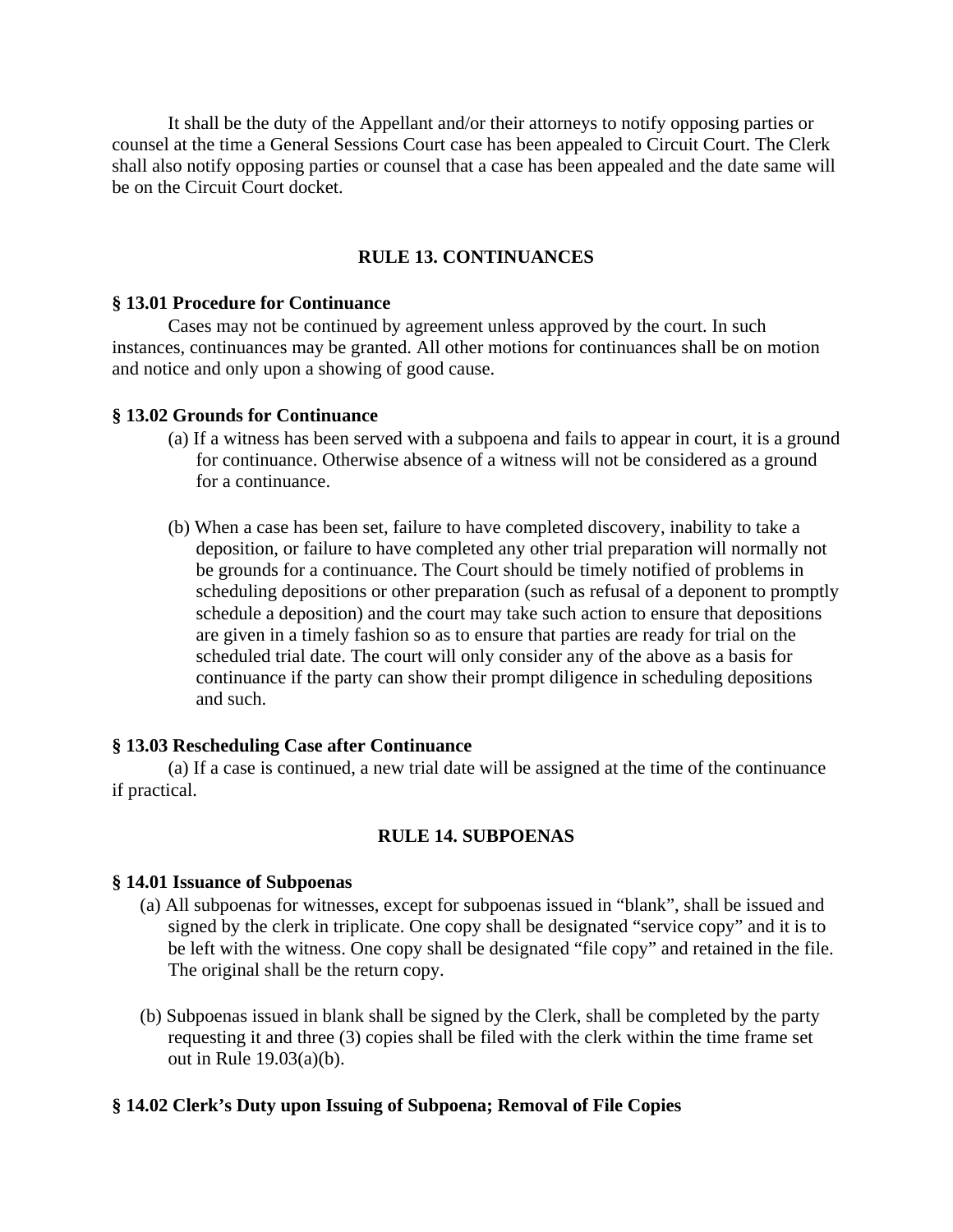It shall be the duty of the Appellant and/or their attorneys to notify opposing parties or counsel at the time a General Sessions Court case has been appealed to Circuit Court. The Clerk shall also notify opposing parties or counsel that a case has been appealed and the date same will be on the Circuit Court docket.

## RULE 13. CONTINUANCES

**§ 13.01 Procedure for Continuance**

Cases may not be continued by agreement unless approved by the court. In such instances, continuances may be granted. All other motions for continuances shall be on motion and notice and only upon a showing of good cause.

**§ 13.02 Grounds for Continuance**

(a) If a witness has been served with a subpoena and fails to appear in court, it is a ground for continuance. Otherwise absence of a witness will not be considered as a ground for a continuance.

(b) When a case has been set, failure to have completed discovery, inability to take a deposition, or failure to have completed any other trial preparation will normally not be grounds for a continuance. The Court should be timely notified of problems in scheduling depositions or other preparation (such as refusal of a deponent to promptly schedule a deposition) and the court may take such action to ensure that depositions are given in a timely fashion so as to ensure that parties are ready for trial on the scheduled trial date. The court will only consider any of the above as a basis for continuance if the party can show their prompt diligence in scheduling depositions and such.

**§ 13.03 Rescheduling Case after Continuance**

(a) If a case is continued, a new trial date will be assigned at the time of the continuance if practical.

## RULE 14. SUBPOENAS

**§ 14.01 Issuance of Subpoenas**

(a) All subpoenas for witnesses, except for subpoenas issued in "blank", shall be issued and signed by the clerk in triplicate. One copy shall be designated "service copy" and it is to be left with the witness. One copy shall be designated "file copy" and retained in the file. The original shall be the return copy.

(b) Subpoenas issued in blank shall be signed by the Clerk, shall be completed by the party requesting it and three (3) copies shall be filed with the clerk within the time frame set out in Rule 19.03(a)(b).

**§ 14.02 Clerk's Duty upon Issuing of Subpoena; Removal of File Copies**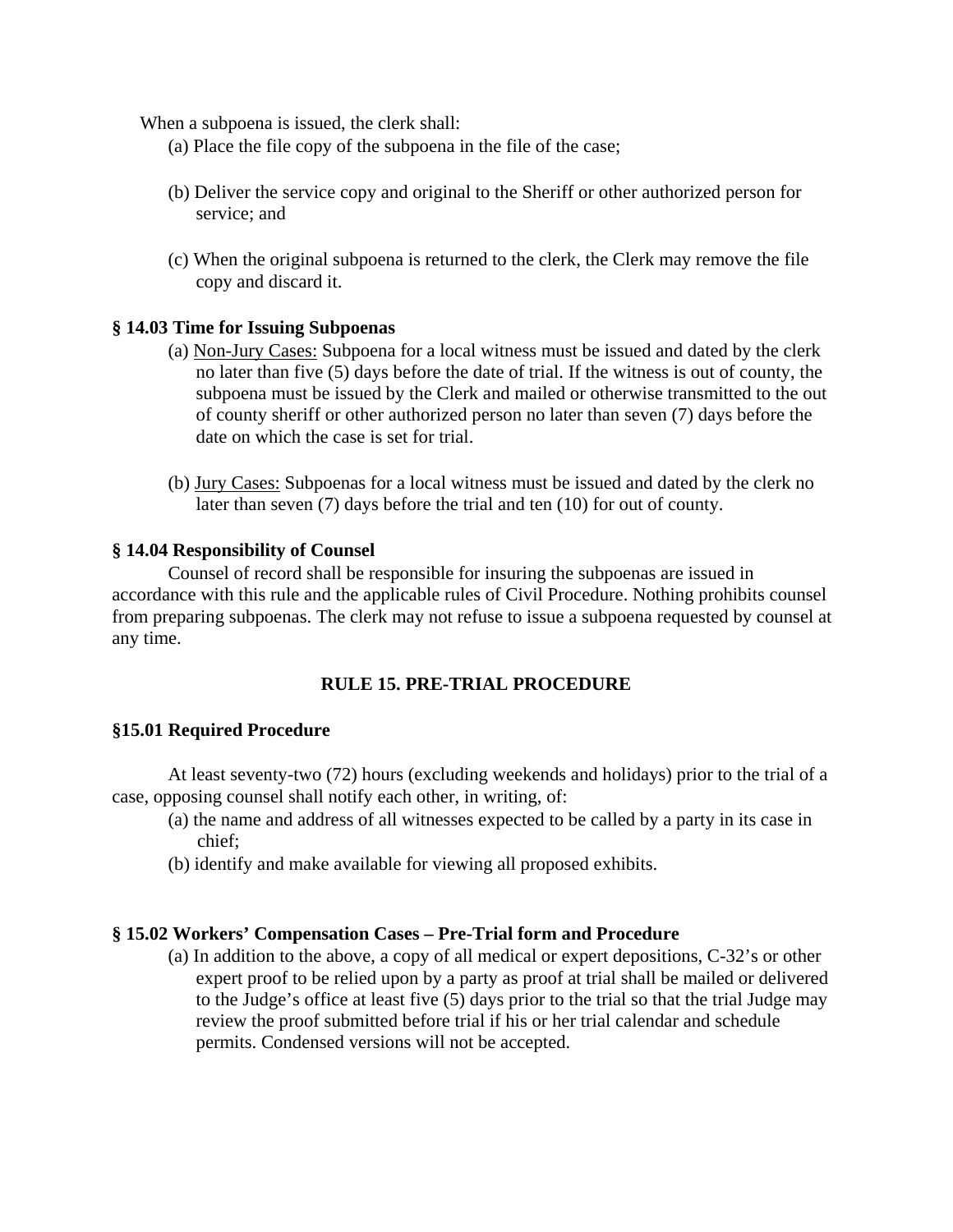When a subpoena is issued, the clerk shall:

(a) Place the file copy of the subpoena in the file of the case;

(b) Deliver the service copy and original to the Sheriff or other authorized person for service; and

(c) When the original subpoena is returned to the clerk, the Clerk may remove the file copy and discard it.

**§ 14.03 Time for Issuing Subpoenas**

(a) <u>Non-Jury Cases:</u> Subpoena for a local witness must be issued and dated by the clerk no later than five (5) days before the date of trial. If the witness is out of county, the subpoena must be issued by the Clerk and mailed or otherwise transmitted to the out of county sheriff or other authorized person no later than seven (7) days before the date on which the case is set for trial.

(b) <u>Jury Cases:</u> Subpoenas for a local witness must be issued and dated by the clerk no later than seven (7) days before the trial and ten (10) for out of county.

**§ 14.04 Responsibility of Counsel**

Counsel of record shall be responsible for insuring the subpoenas are issued in accordance with this rule and the applicable rules of Civil Procedure. Nothing prohibits counsel from preparing subpoenas. The clerk may not refuse to issue a subpoena requested by counsel at any time.

## RULE 15. PRE-TRIAL PROCEDURE

**§15.01 Required Procedure**

At least seventy-two (72) hours (excluding weekends and holidays) prior to the trial of a case, opposing counsel shall notify each other, in writing, of:

(a) the name and address of all witnesses expected to be called by a party in its case in chief;

(b) identify and make available for viewing all proposed exhibits.

**§ 15.02 Workers' Compensation Cases – Pre-Trial form and Procedure**

(a) In addition to the above, a copy of all medical or expert depositions, C-32's or other expert proof to be relied upon by a party as proof at trial shall be mailed or delivered to the Judge's office at least five (5) days prior to the trial so that the trial Judge may review the proof submitted before trial if his or her trial calendar and schedule permits. Condensed versions will not be accepted.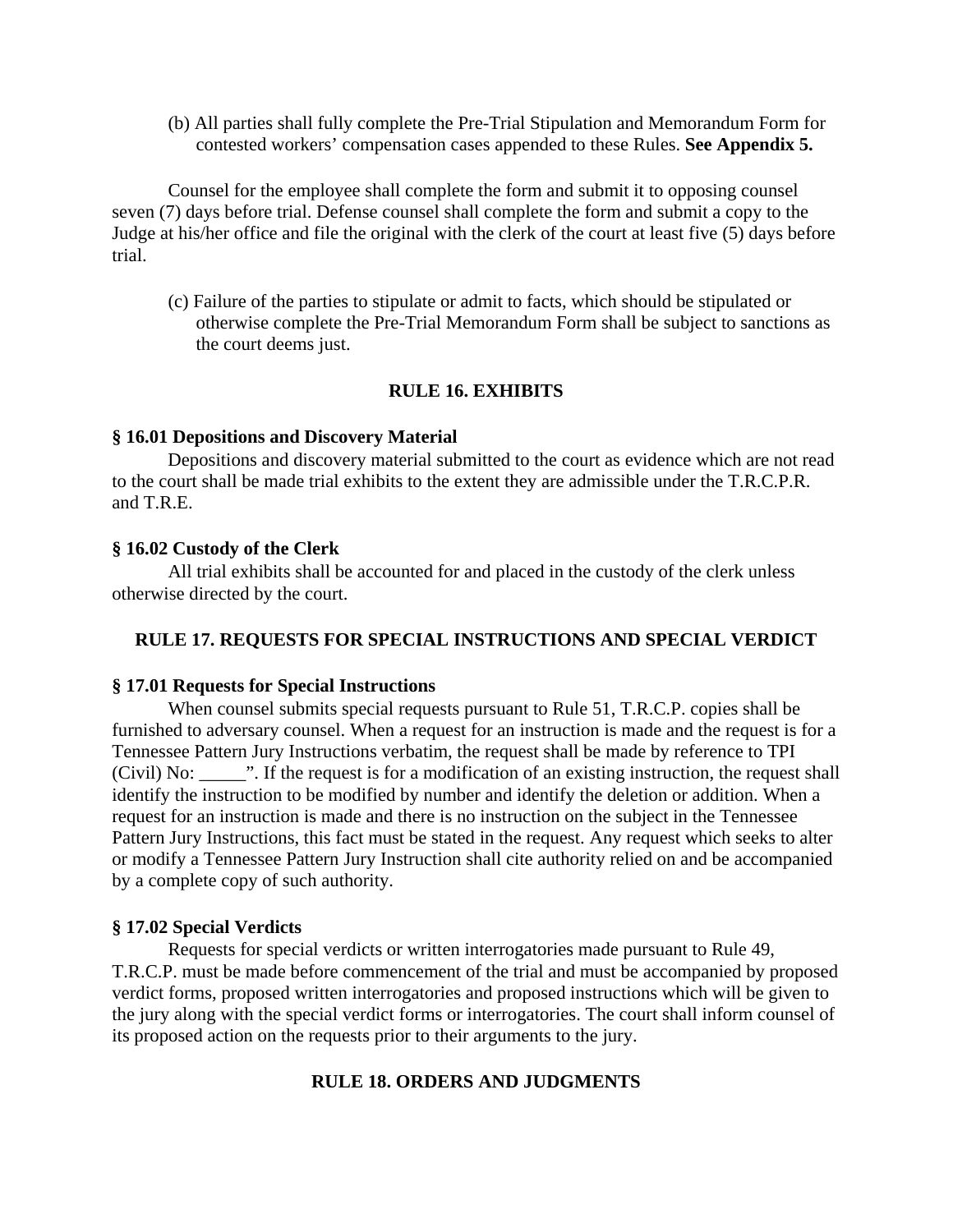(b) All parties shall fully complete the Pre-Trial Stipulation and Memorandum Form for contested workers' compensation cases appended to these Rules. **See Appendix 5.**

Counsel for the employee shall complete the form and submit it to opposing counsel seven (7) days before trial. Defense counsel shall complete the form and submit a copy to the Judge at his/her office and file the original with the clerk of the court at least five (5) days before trial.

(c) Failure of the parties to stipulate or admit to facts, which should be stipulated or otherwise complete the Pre-Trial Memorandum Form shall be subject to sanctions as the court deems just.

## RULE 16. EXHIBITS

**§ 16.01 Depositions and Discovery Material**

Depositions and discovery material submitted to the court as evidence which are not read to the court shall be made trial exhibits to the extent they are admissible under the T.R.C.P.R. and T.R.E.

**§ 16.02 Custody of the Clerk**

All trial exhibits shall be accounted for and placed in the custody of the clerk unless otherwise directed by the court.

## RULE 17. REQUESTS FOR SPECIAL INSTRUCTIONS AND SPECIAL VERDICT

**§ 17.01 Requests for Special Instructions**

When counsel submits special requests pursuant to Rule 51, T.R.C.P. copies shall be furnished to adversary counsel. When a request for an instruction is made and the request is for a Tennessee Pattern Jury Instructions verbatim, the request shall be made by reference to TPI (Civil) No: _____". If the request is for a modification of an existing instruction, the request shall identify the instruction to be modified by number and identify the deletion or addition. When a request for an instruction is made and there is no instruction on the subject in the Tennessee Pattern Jury Instructions, this fact must be stated in the request. Any request which seeks to alter or modify a Tennessee Pattern Jury Instruction shall cite authority relied on and be accompanied by a complete copy of such authority.

**§ 17.02 Special Verdicts**

Requests for special verdicts or written interrogatories made pursuant to Rule 49, T.R.C.P. must be made before commencement of the trial and must be accompanied by proposed verdict forms, proposed written interrogatories and proposed instructions which will be given to the jury along with the special verdict forms or interrogatories. The court shall inform counsel of its proposed action on the requests prior to their arguments to the jury.

## RULE 18. ORDERS AND JUDGMENTS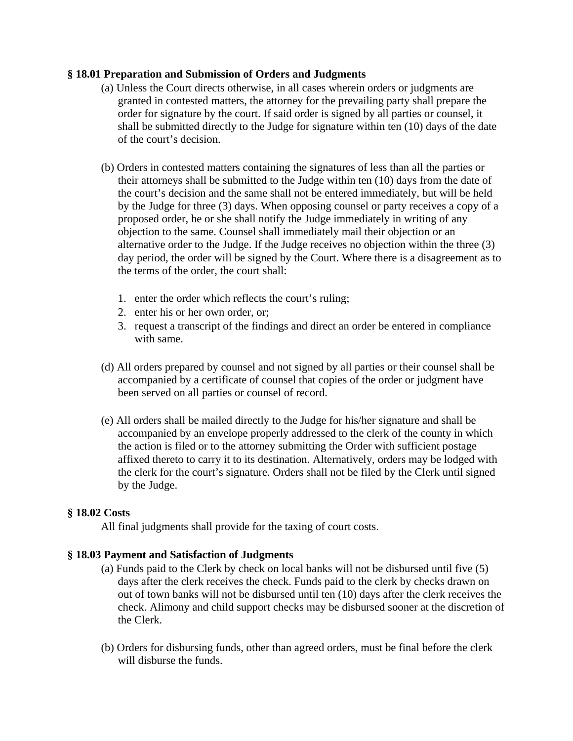**§ 18.01 Preparation and Submission of Orders and Judgments**

(a) Unless the Court directs otherwise, in all cases wherein orders or judgments are granted in contested matters, the attorney for the prevailing party shall prepare the order for signature by the court. If said order is signed by all parties or counsel, it shall be submitted directly to the Judge for signature within ten (10) days of the date of the court's decision.

(b) Orders in contested matters containing the signatures of less than all the parties or their attorneys shall be submitted to the Judge within ten (10) days from the date of the court's decision and the same shall not be entered immediately, but will be held by the Judge for three (3) days. When opposing counsel or party receives a copy of a proposed order, he or she shall notify the Judge immediately in writing of any objection to the same. Counsel shall immediately mail their objection or an alternative order to the Judge. If the Judge receives no objection within the three (3) day period, the order will be signed by the Court. Where there is a disagreement as to the terms of the order, the court shall:

1. enter the order which reflects the court's ruling;
2. enter his or her own order, or;
3. request a transcript of the findings and direct an order be entered in compliance with same.

(d) All orders prepared by counsel and not signed by all parties or their counsel shall be accompanied by a certificate of counsel that copies of the order or judgment have been served on all parties or counsel of record.

(e) All orders shall be mailed directly to the Judge for his/her signature and shall be accompanied by an envelope properly addressed to the clerk of the county in which the action is filed or to the attorney submitting the Order with sufficient postage affixed thereto to carry it to its destination. Alternatively, orders may be lodged with the clerk for the court's signature. Orders shall not be filed by the Clerk until signed by the Judge.

**§ 18.02 Costs**

All final judgments shall provide for the taxing of court costs.

**§ 18.03 Payment and Satisfaction of Judgments**

(a) Funds paid to the Clerk by check on local banks will not be disbursed until five (5) days after the clerk receives the check. Funds paid to the clerk by checks drawn on out of town banks will not be disbursed until ten (10) days after the clerk receives the check. Alimony and child support checks may be disbursed sooner at the discretion of the Clerk.

(b) Orders for disbursing funds, other than agreed orders, must be final before the clerk will disburse the funds.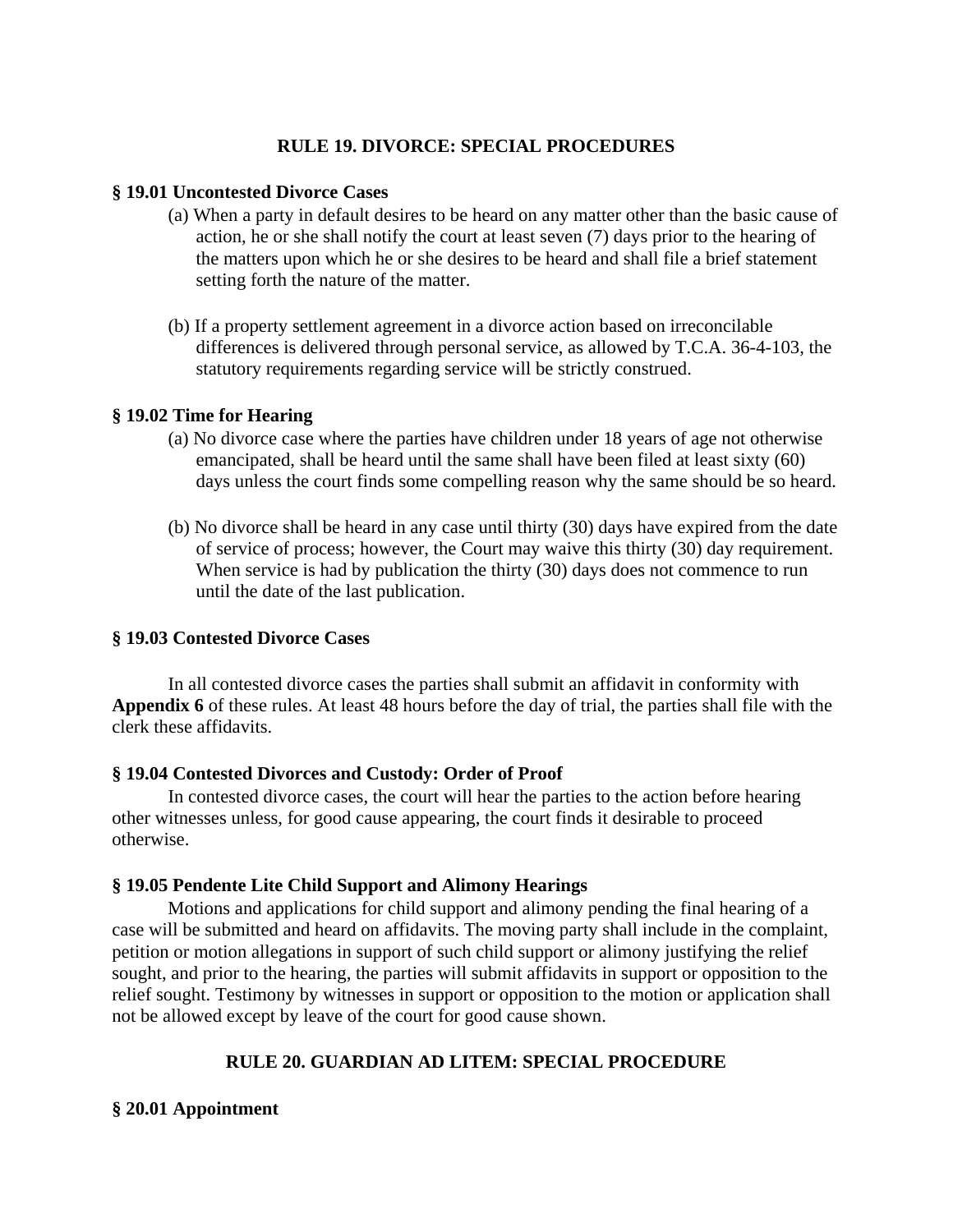## RULE 19. DIVORCE: SPECIAL PROCEDURES

### § 19.01 Uncontested Divorce Cases

(a) When a party in default desires to be heard on any matter other than the basic cause of action, he or she shall notify the court at least seven (7) days prior to the hearing of the matters upon which he or she desires to be heard and shall file a brief statement setting forth the nature of the matter.

(b) If a property settlement agreement in a divorce action based on irreconcilable differences is delivered through personal service, as allowed by T.C.A. 36-4-103, the statutory requirements regarding service will be strictly construed.

### § 19.02 Time for Hearing

(a) No divorce case where the parties have children under 18 years of age not otherwise emancipated, shall be heard until the same shall have been filed at least sixty (60) days unless the court finds some compelling reason why the same should be so heard.

(b) No divorce shall be heard in any case until thirty (30) days have expired from the date of service of process; however, the Court may waive this thirty (30) day requirement. When service is had by publication the thirty (30) days does not commence to run until the date of the last publication.

### § 19.03 Contested Divorce Cases

In all contested divorce cases the parties shall submit an affidavit in conformity with **Appendix 6** of these rules. At least 48 hours before the day of trial, the parties shall file with the clerk these affidavits.

### § 19.04 Contested Divorces and Custody: Order of Proof

In contested divorce cases, the court will hear the parties to the action before hearing other witnesses unless, for good cause appearing, the court finds it desirable to proceed otherwise.

### § 19.05 Pendente Lite Child Support and Alimony Hearings

Motions and applications for child support and alimony pending the final hearing of a case will be submitted and heard on affidavits. The moving party shall include in the complaint, petition or motion allegations in support of such child support or alimony justifying the relief sought, and prior to the hearing, the parties will submit affidavits in support or opposition to the relief sought. Testimony by witnesses in support or opposition to the motion or application shall not be allowed except by leave of the court for good cause shown.

## RULE 20. GUARDIAN AD LITEM: SPECIAL PROCEDURE

### § 20.01 Appointment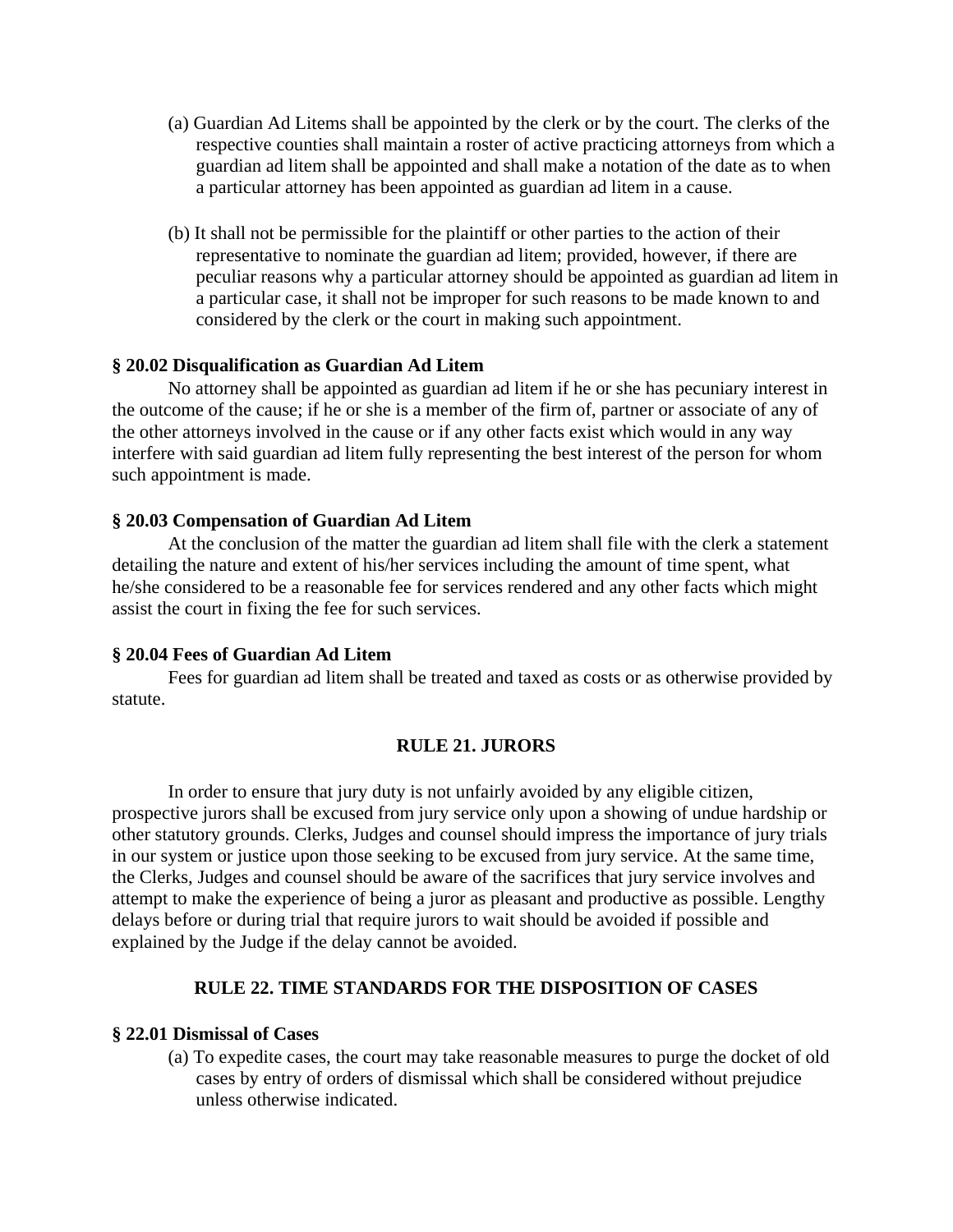(a) Guardian Ad Litems shall be appointed by the clerk or by the court. The clerks of the respective counties shall maintain a roster of active practicing attorneys from which a guardian ad litem shall be appointed and shall make a notation of the date as to when a particular attorney has been appointed as guardian ad litem in a cause.

(b) It shall not be permissible for the plaintiff or other parties to the action of their representative to nominate the guardian ad litem; provided, however, if there are peculiar reasons why a particular attorney should be appointed as guardian ad litem in a particular case, it shall not be improper for such reasons to be made known to and considered by the clerk or the court in making such appointment.

**§ 20.02 Disqualification as Guardian Ad Litem**

No attorney shall be appointed as guardian ad litem if he or she has pecuniary interest in the outcome of the cause; if he or she is a member of the firm of, partner or associate of any of the other attorneys involved in the cause or if any other facts exist which would in any way interfere with said guardian ad litem fully representing the best interest of the person for whom such appointment is made.

**§ 20.03 Compensation of Guardian Ad Litem**

At the conclusion of the matter the guardian ad litem shall file with the clerk a statement detailing the nature and extent of his/her services including the amount of time spent, what he/she considered to be a reasonable fee for services rendered and any other facts which might assist the court in fixing the fee for such services.

**§ 20.04 Fees of Guardian Ad Litem**

Fees for guardian ad litem shall be treated and taxed as costs or as otherwise provided by statute.

## RULE 21. JURORS

In order to ensure that jury duty is not unfairly avoided by any eligible citizen, prospective jurors shall be excused from jury service only upon a showing of undue hardship or other statutory grounds. Clerks, Judges and counsel should impress the importance of jury trials in our system or justice upon those seeking to be excused from jury service. At the same time, the Clerks, Judges and counsel should be aware of the sacrifices that jury service involves and attempt to make the experience of being a juror as pleasant and productive as possible. Lengthy delays before or during trial that require jurors to wait should be avoided if possible and explained by the Judge if the delay cannot be avoided.

## RULE 22. TIME STANDARDS FOR THE DISPOSITION OF CASES

**§ 22.01 Dismissal of Cases**

(a) To expedite cases, the court may take reasonable measures to purge the docket of old cases by entry of orders of dismissal which shall be considered without prejudice unless otherwise indicated.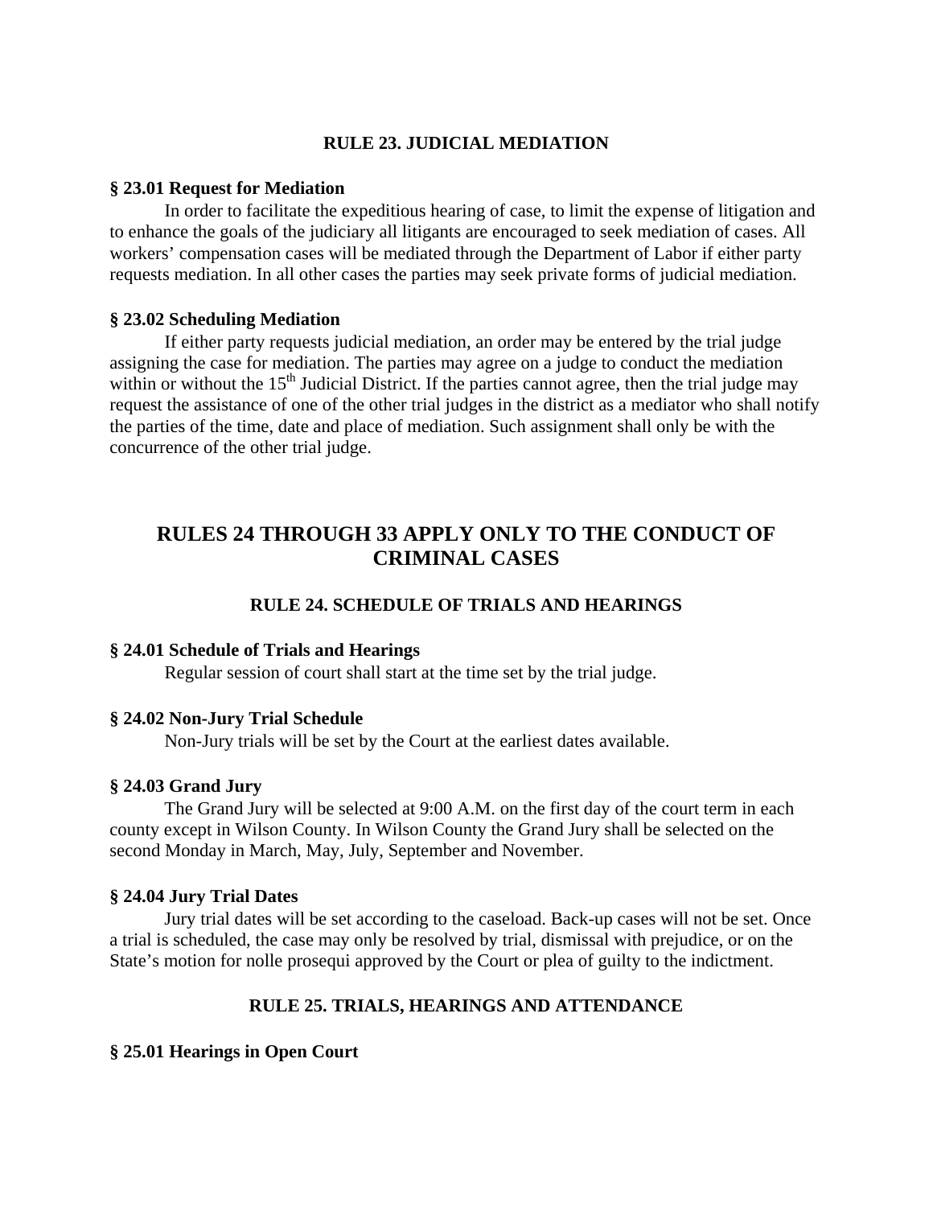## RULE 23. JUDICIAL MEDIATION

### § 23.01 Request for Mediation

In order to facilitate the expeditious hearing of case, to limit the expense of litigation and to enhance the goals of the judiciary all litigants are encouraged to seek mediation of cases. All workers' compensation cases will be mediated through the Department of Labor if either party requests mediation. In all other cases the parties may seek private forms of judicial mediation.

### § 23.02 Scheduling Mediation

If either party requests judicial mediation, an order may be entered by the trial judge assigning the case for mediation. The parties may agree on a judge to conduct the mediation within or without the 15th Judicial District. If the parties cannot agree, then the trial judge may request the assistance of one of the other trial judges in the district as a mediator who shall notify the parties of the time, date and place of mediation. Such assignment shall only be with the concurrence of the other trial judge.

# RULES 24 THROUGH 33 APPLY ONLY TO THE CONDUCT OF CRIMINAL CASES

## RULE 24. SCHEDULE OF TRIALS AND HEARINGS

### § 24.01 Schedule of Trials and Hearings

Regular session of court shall start at the time set by the trial judge.

### § 24.02 Non-Jury Trial Schedule

Non-Jury trials will be set by the Court at the earliest dates available.

### § 24.03 Grand Jury

The Grand Jury will be selected at 9:00 A.M. on the first day of the court term in each county except in Wilson County. In Wilson County the Grand Jury shall be selected on the second Monday in March, May, July, September and November.

### § 24.04 Jury Trial Dates

Jury trial dates will be set according to the caseload. Back-up cases will not be set. Once a trial is scheduled, the case may only be resolved by trial, dismissal with prejudice, or on the State's motion for nolle prosequi approved by the Court or plea of guilty to the indictment.

## RULE 25. TRIALS, HEARINGS AND ATTENDANCE

### § 25.01 Hearings in Open Court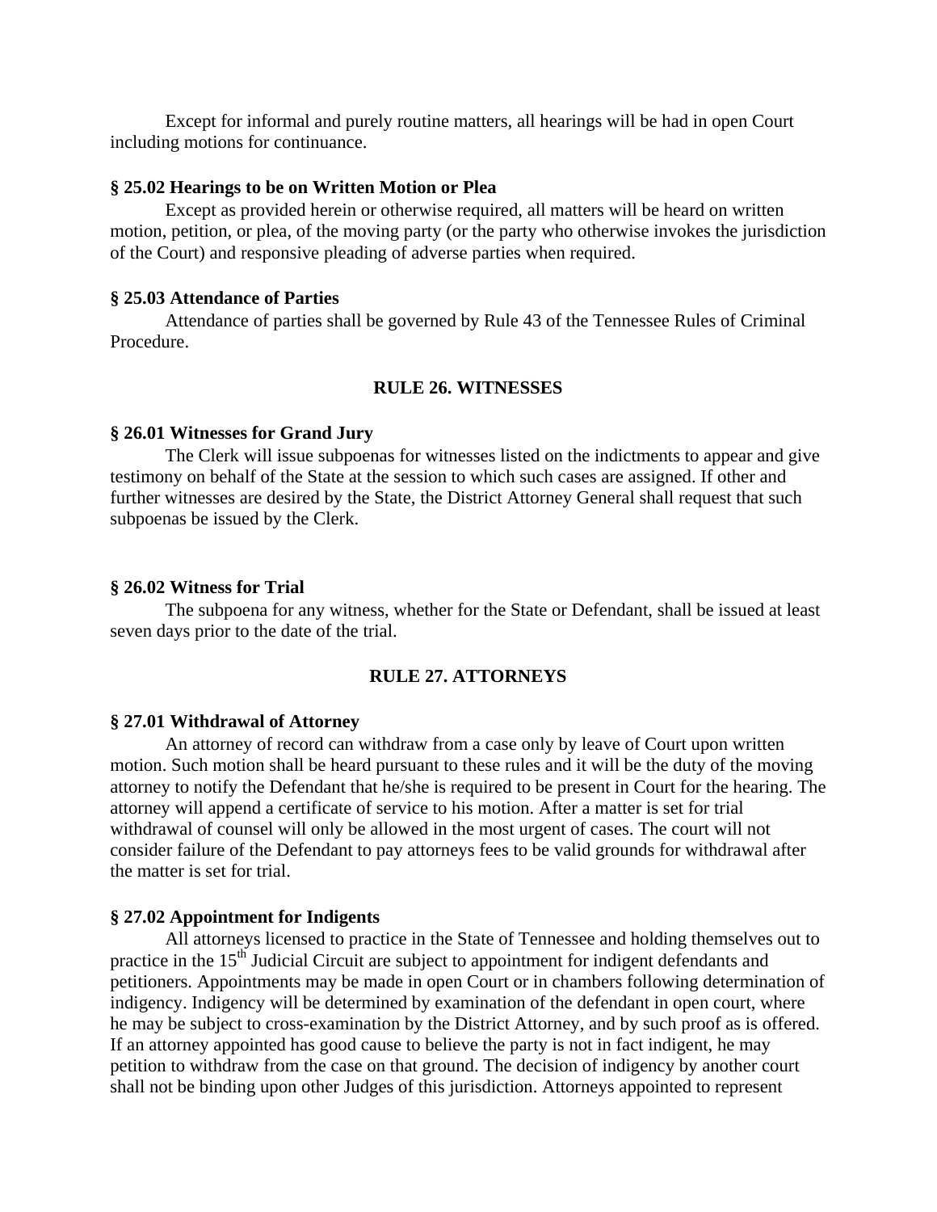Except for informal and purely routine matters, all hearings will be had in open Court including motions for continuance.

**§ 25.02 Hearings to be on Written Motion or Plea**

Except as provided herein or otherwise required, all matters will be heard on written motion, petition, or plea, of the moving party (or the party who otherwise invokes the jurisdiction of the Court) and responsive pleading of adverse parties when required.

**§ 25.03 Attendance of Parties**

Attendance of parties shall be governed by Rule 43 of the Tennessee Rules of Criminal Procedure.

## RULE 26. WITNESSES

**§ 26.01 Witnesses for Grand Jury**

The Clerk will issue subpoenas for witnesses listed on the indictments to appear and give testimony on behalf of the State at the session to which such cases are assigned. If other and further witnesses are desired by the State, the District Attorney General shall request that such subpoenas be issued by the Clerk.

**§ 26.02 Witness for Trial**

The subpoena for any witness, whether for the State or Defendant, shall be issued at least seven days prior to the date of the trial.

## RULE 27. ATTORNEYS

**§ 27.01 Withdrawal of Attorney**

An attorney of record can withdraw from a case only by leave of Court upon written motion. Such motion shall be heard pursuant to these rules and it will be the duty of the moving attorney to notify the Defendant that he/she is required to be present in Court for the hearing. The attorney will append a certificate of service to his motion. After a matter is set for trial withdrawal of counsel will only be allowed in the most urgent of cases. The court will not consider failure of the Defendant to pay attorneys fees to be valid grounds for withdrawal after the matter is set for trial.

**§ 27.02 Appointment for Indigents**

All attorneys licensed to practice in the State of Tennessee and holding themselves out to practice in the 15th Judicial Circuit are subject to appointment for indigent defendants and petitioners. Appointments may be made in open Court or in chambers following determination of indigency. Indigency will be determined by examination of the defendant in open court, where he may be subject to cross-examination by the District Attorney, and by such proof as is offered. If an attorney appointed has good cause to believe the party is not in fact indigent, he may petition to withdraw from the case on that ground. The decision of indigency by another court shall not be binding upon other Judges of this jurisdiction. Attorneys appointed to represent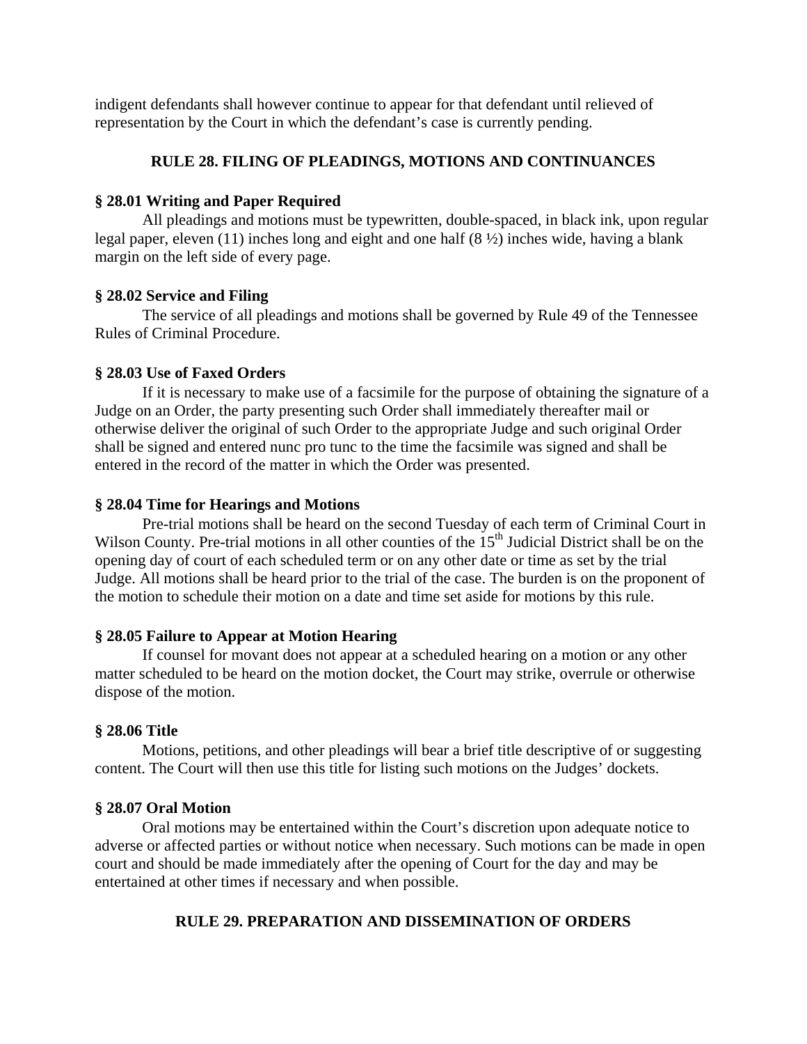indigent defendants shall however continue to appear for that defendant until relieved of representation by the Court in which the defendant's case is currently pending.

## RULE 28. FILING OF PLEADINGS, MOTIONS AND CONTINUANCES

### § 28.01 Writing and Paper Required

All pleadings and motions must be typewritten, double-spaced, in black ink, upon regular legal paper, eleven (11) inches long and eight and one half (8 ½) inches wide, having a blank margin on the left side of every page.

### § 28.02 Service and Filing

The service of all pleadings and motions shall be governed by Rule 49 of the Tennessee Rules of Criminal Procedure.

### § 28.03 Use of Faxed Orders

If it is necessary to make use of a facsimile for the purpose of obtaining the signature of a Judge on an Order, the party presenting such Order shall immediately thereafter mail or otherwise deliver the original of such Order to the appropriate Judge and such original Order shall be signed and entered nunc pro tunc to the time the facsimile was signed and shall be entered in the record of the matter in which the Order was presented.

### § 28.04 Time for Hearings and Motions

Pre-trial motions shall be heard on the second Tuesday of each term of Criminal Court in Wilson County. Pre-trial motions in all other counties of the 15th Judicial District shall be on the opening day of court of each scheduled term or on any other date or time as set by the trial Judge. All motions shall be heard prior to the trial of the case. The burden is on the proponent of the motion to schedule their motion on a date and time set aside for motions by this rule.

### § 28.05 Failure to Appear at Motion Hearing

If counsel for movant does not appear at a scheduled hearing on a motion or any other matter scheduled to be heard on the motion docket, the Court may strike, overrule or otherwise dispose of the motion.

### § 28.06 Title

Motions, petitions, and other pleadings will bear a brief title descriptive of or suggesting content. The Court will then use this title for listing such motions on the Judges' dockets.

### § 28.07 Oral Motion

Oral motions may be entertained within the Court's discretion upon adequate notice to adverse or affected parties or without notice when necessary. Such motions can be made in open court and should be made immediately after the opening of Court for the day and may be entertained at other times if necessary and when possible.

## RULE 29. PREPARATION AND DISSEMINATION OF ORDERS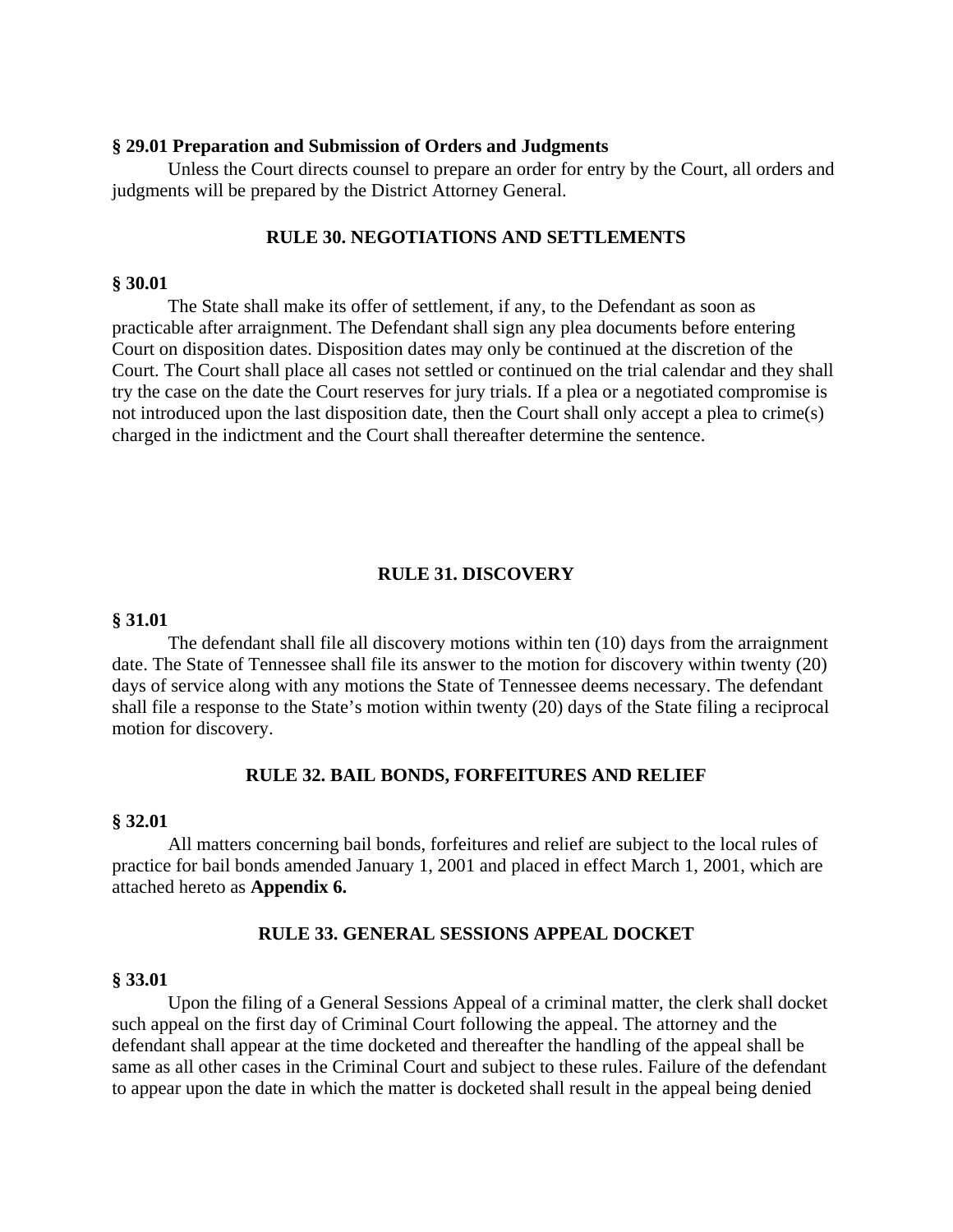**§ 29.01 Preparation and Submission of Orders and Judgments**

Unless the Court directs counsel to prepare an order for entry by the Court, all orders and judgments will be prepared by the District Attorney General.

## RULE 30. NEGOTIATIONS AND SETTLEMENTS

**§ 30.01**

The State shall make its offer of settlement, if any, to the Defendant as soon as practicable after arraignment. The Defendant shall sign any plea documents before entering Court on disposition dates. Disposition dates may only be continued at the discretion of the Court. The Court shall place all cases not settled or continued on the trial calendar and they shall try the case on the date the Court reserves for jury trials. If a plea or a negotiated compromise is not introduced upon the last disposition date, then the Court shall only accept a plea to crime(s) charged in the indictment and the Court shall thereafter determine the sentence.

## RULE 31. DISCOVERY

**§ 31.01**

The defendant shall file all discovery motions within ten (10) days from the arraignment date. The State of Tennessee shall file its answer to the motion for discovery within twenty (20) days of service along with any motions the State of Tennessee deems necessary. The defendant shall file a response to the State's motion within twenty (20) days of the State filing a reciprocal motion for discovery.

## RULE 32. BAIL BONDS, FORFEITURES AND RELIEF

**§ 32.01**

All matters concerning bail bonds, forfeitures and relief are subject to the local rules of practice for bail bonds amended January 1, 2001 and placed in effect March 1, 2001, which are attached hereto as **Appendix 6.**

## RULE 33. GENERAL SESSIONS APPEAL DOCKET

**§ 33.01**

Upon the filing of a General Sessions Appeal of a criminal matter, the clerk shall docket such appeal on the first day of Criminal Court following the appeal. The attorney and the defendant shall appear at the time docketed and thereafter the handling of the appeal shall be same as all other cases in the Criminal Court and subject to these rules. Failure of the defendant to appear upon the date in which the matter is docketed shall result in the appeal being denied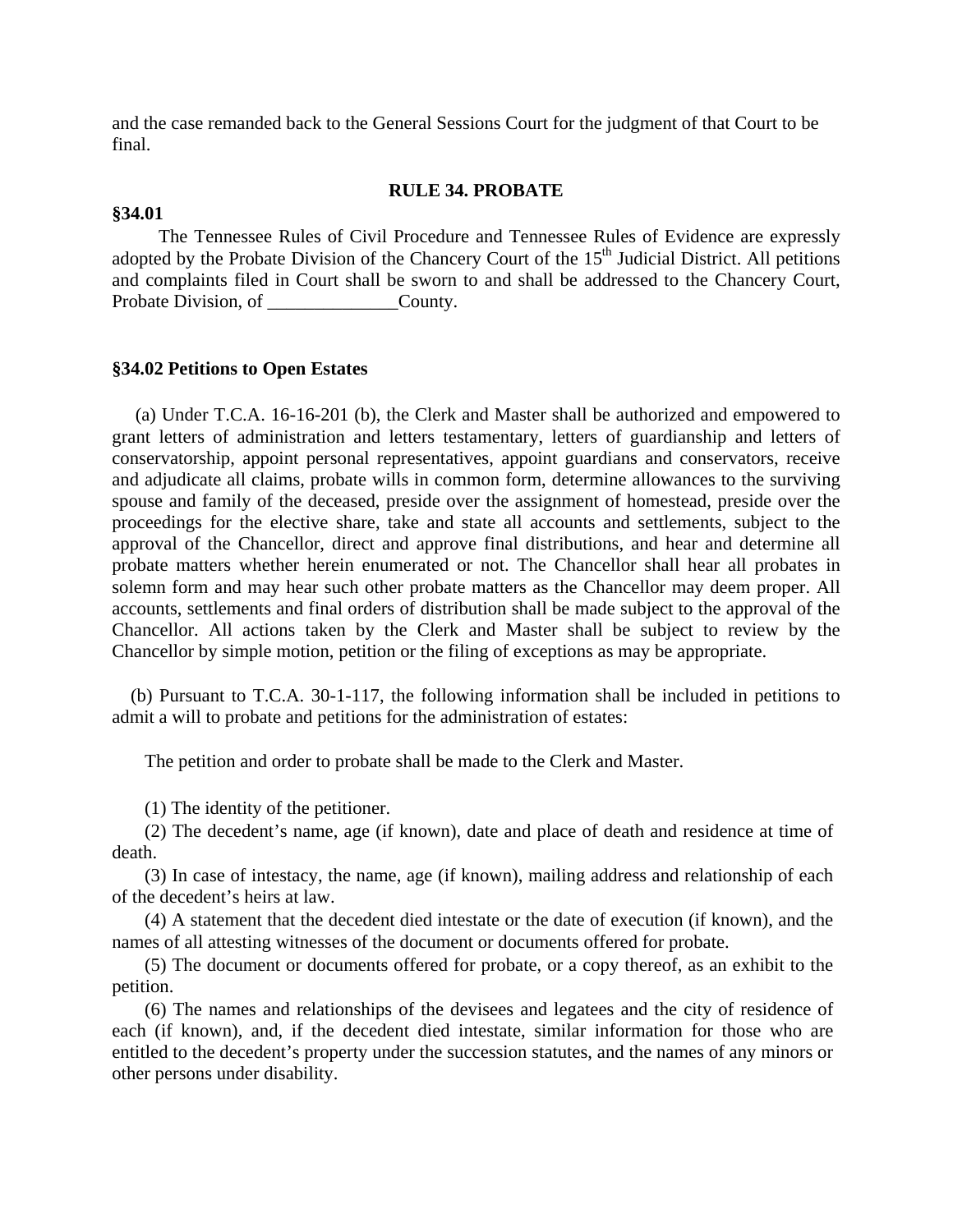and the case remanded back to the General Sessions Court for the judgment of that Court to be final.

## RULE 34. PROBATE

**§34.01**

The Tennessee Rules of Civil Procedure and Tennessee Rules of Evidence are expressly adopted by the Probate Division of the Chancery Court of the 15th Judicial District. All petitions and complaints filed in Court shall be sworn to and shall be addressed to the Chancery Court, Probate Division, of ______________County.

**§34.02 Petitions to Open Estates**

(a) Under T.C.A. 16-16-201 (b), the Clerk and Master shall be authorized and empowered to grant letters of administration and letters testamentary, letters of guardianship and letters of conservatorship, appoint personal representatives, appoint guardians and conservators, receive and adjudicate all claims, probate wills in common form, determine allowances to the surviving spouse and family of the deceased, preside over the assignment of homestead, preside over the proceedings for the elective share, take and state all accounts and settlements, subject to the approval of the Chancellor, direct and approve final distributions, and hear and determine all probate matters whether herein enumerated or not. The Chancellor shall hear all probates in solemn form and may hear such other probate matters as the Chancellor may deem proper. All accounts, settlements and final orders of distribution shall be made subject to the approval of the Chancellor. All actions taken by the Clerk and Master shall be subject to review by the Chancellor by simple motion, petition or the filing of exceptions as may be appropriate.

(b) Pursuant to T.C.A. 30-1-117, the following information shall be included in petitions to admit a will to probate and petitions for the administration of estates:

The petition and order to probate shall be made to the Clerk and Master.

(1) The identity of the petitioner.

(2) The decedent's name, age (if known), date and place of death and residence at time of death.

(3) In case of intestacy, the name, age (if known), mailing address and relationship of each of the decedent's heirs at law.

(4) A statement that the decedent died intestate or the date of execution (if known), and the names of all attesting witnesses of the document or documents offered for probate.

(5) The document or documents offered for probate, or a copy thereof, as an exhibit to the petition.

(6) The names and relationships of the devisees and legatees and the city of residence of each (if known), and, if the decedent died intestate, similar information for those who are entitled to the decedent's property under the succession statutes, and the names of any minors or other persons under disability.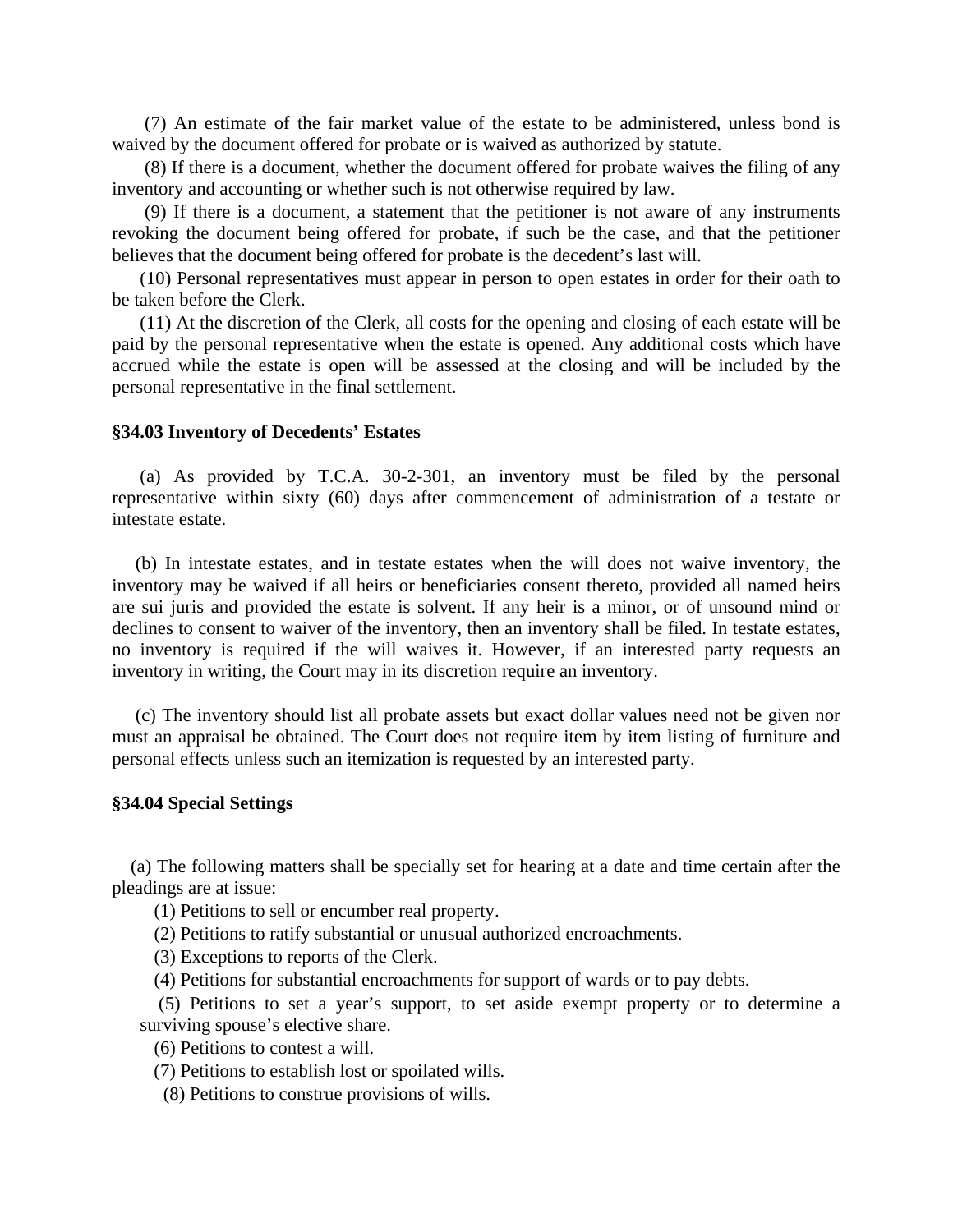(7) An estimate of the fair market value of the estate to be administered, unless bond is waived by the document offered for probate or is waived as authorized by statute.

(8) If there is a document, whether the document offered for probate waives the filing of any inventory and accounting or whether such is not otherwise required by law.

(9) If there is a document, a statement that the petitioner is not aware of any instruments revoking the document being offered for probate, if such be the case, and that the petitioner believes that the document being offered for probate is the decedent's last will.

(10) Personal representatives must appear in person to open estates in order for their oath to be taken before the Clerk.

(11) At the discretion of the Clerk, all costs for the opening and closing of each estate will be paid by the personal representative when the estate is opened. Any additional costs which have accrued while the estate is open will be assessed at the closing and will be included by the personal representative in the final settlement.

**§34.03 Inventory of Decedents' Estates**

(a) As provided by T.C.A. 30-2-301, an inventory must be filed by the personal representative within sixty (60) days after commencement of administration of a testate or intestate estate.

(b) In intestate estates, and in testate estates when the will does not waive inventory, the inventory may be waived if all heirs or beneficiaries consent thereto, provided all named heirs are sui juris and provided the estate is solvent. If any heir is a minor, or of unsound mind or declines to consent to waiver of the inventory, then an inventory shall be filed. In testate estates, no inventory is required if the will waives it. However, if an interested party requests an inventory in writing, the Court may in its discretion require an inventory.

(c) The inventory should list all probate assets but exact dollar values need not be given nor must an appraisal be obtained. The Court does not require item by item listing of furniture and personal effects unless such an itemization is requested by an interested party.

**§34.04 Special Settings**

(a) The following matters shall be specially set for hearing at a date and time certain after the pleadings are at issue:

(1) Petitions to sell or encumber real property.

(2) Petitions to ratify substantial or unusual authorized encroachments.

(3) Exceptions to reports of the Clerk.

(4) Petitions for substantial encroachments for support of wards or to pay debts.

(5) Petitions to set a year's support, to set aside exempt property or to determine a surviving spouse's elective share.

(6) Petitions to contest a will.

(7) Petitions to establish lost or spoilated wills.

(8) Petitions to construe provisions of wills.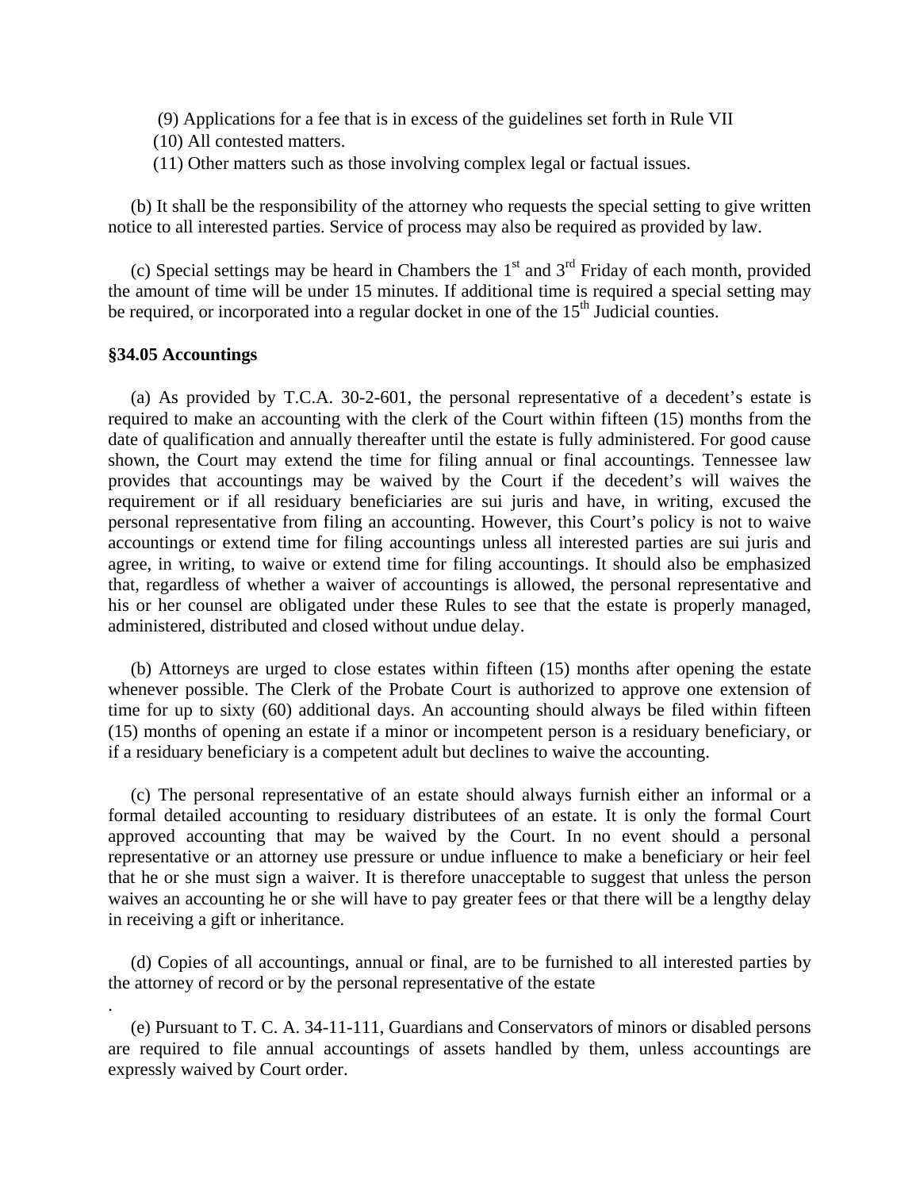(9) Applications for a fee that is in excess of the guidelines set forth in Rule VII

(10) All contested matters.

(11) Other matters such as those involving complex legal or factual issues.

(b) It shall be the responsibility of the attorney who requests the special setting to give written notice to all interested parties. Service of process may also be required as provided by law.

(c) Special settings may be heard in Chambers the 1st and 3rd Friday of each month, provided the amount of time will be under 15 minutes. If additional time is required a special setting may be required, or incorporated into a regular docket in one of the 15th Judicial counties.

**§34.05 Accountings**

(a) As provided by T.C.A. 30-2-601, the personal representative of a decedent's estate is required to make an accounting with the clerk of the Court within fifteen (15) months from the date of qualification and annually thereafter until the estate is fully administered. For good cause shown, the Court may extend the time for filing annual or final accountings. Tennessee law provides that accountings may be waived by the Court if the decedent's will waives the requirement or if all residuary beneficiaries are sui juris and have, in writing, excused the personal representative from filing an accounting. However, this Court's policy is not to waive accountings or extend time for filing accountings unless all interested parties are sui juris and agree, in writing, to waive or extend time for filing accountings. It should also be emphasized that, regardless of whether a waiver of accountings is allowed, the personal representative and his or her counsel are obligated under these Rules to see that the estate is properly managed, administered, distributed and closed without undue delay.

(b) Attorneys are urged to close estates within fifteen (15) months after opening the estate whenever possible. The Clerk of the Probate Court is authorized to approve one extension of time for up to sixty (60) additional days. An accounting should always be filed within fifteen (15) months of opening an estate if a minor or incompetent person is a residuary beneficiary, or if a residuary beneficiary is a competent adult but declines to waive the accounting.

(c) The personal representative of an estate should always furnish either an informal or a formal detailed accounting to residuary distributees of an estate. It is only the formal Court approved accounting that may be waived by the Court. In no event should a personal representative or an attorney use pressure or undue influence to make a beneficiary or heir feel that he or she must sign a waiver. It is therefore unacceptable to suggest that unless the person waives an accounting he or she will have to pay greater fees or that there will be a lengthy delay in receiving a gift or inheritance.

(d) Copies of all accountings, annual or final, are to be furnished to all interested parties by the attorney of record or by the personal representative of the estate

.

(e) Pursuant to T. C. A. 34-11-111, Guardians and Conservators of minors or disabled persons are required to file annual accountings of assets handled by them, unless accountings are expressly waived by Court order.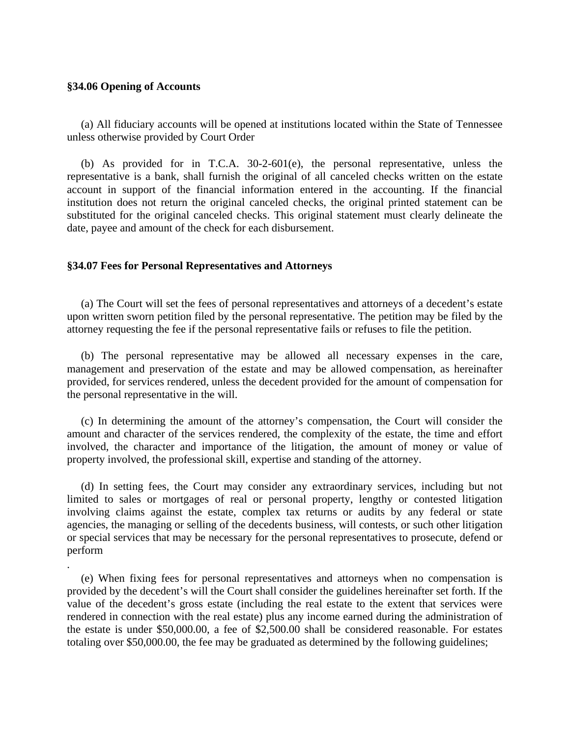**§34.06 Opening of Accounts**

(a) All fiduciary accounts will be opened at institutions located within the State of Tennessee unless otherwise provided by Court Order

(b) As provided for in T.C.A. 30-2-601(e), the personal representative, unless the representative is a bank, shall furnish the original of all canceled checks written on the estate account in support of the financial information entered in the accounting. If the financial institution does not return the original canceled checks, the original printed statement can be substituted for the original canceled checks. This original statement must clearly delineate the date, payee and amount of the check for each disbursement.

**§34.07 Fees for Personal Representatives and Attorneys**

(a) The Court will set the fees of personal representatives and attorneys of a decedent's estate upon written sworn petition filed by the personal representative. The petition may be filed by the attorney requesting the fee if the personal representative fails or refuses to file the petition.

(b) The personal representative may be allowed all necessary expenses in the care, management and preservation of the estate and may be allowed compensation, as hereinafter provided, for services rendered, unless the decedent provided for the amount of compensation for the personal representative in the will.

(c) In determining the amount of the attorney's compensation, the Court will consider the amount and character of the services rendered, the complexity of the estate, the time and effort involved, the character and importance of the litigation, the amount of money or value of property involved, the professional skill, expertise and standing of the attorney.

(d) In setting fees, the Court may consider any extraordinary services, including but not limited to sales or mortgages of real or personal property, lengthy or contested litigation involving claims against the estate, complex tax returns or audits by any federal or state agencies, the managing or selling of the decedents business, will contests, or such other litigation or special services that may be necessary for the personal representatives to prosecute, defend or perform

.

(e) When fixing fees for personal representatives and attorneys when no compensation is provided by the decedent's will the Court shall consider the guidelines hereinafter set forth. If the value of the decedent's gross estate (including the real estate to the extent that services were rendered in connection with the real estate) plus any income earned during the administration of the estate is under $50,000.00, a fee of $2,500.00 shall be considered reasonable. For estates totaling over $50,000.00, the fee may be graduated as determined by the following guidelines;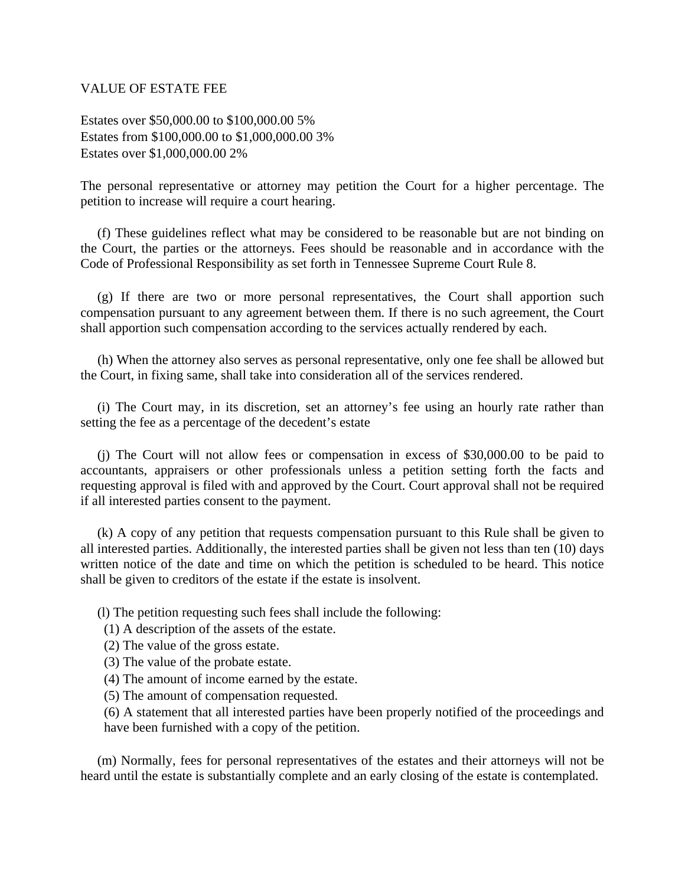VALUE OF ESTATE FEE

Estates over $50,000.00 to $100,000.00 5%
Estates from $100,000.00 to $1,000,000.00 3%
Estates over $1,000,000.00 2%

The personal representative or attorney may petition the Court for a higher percentage. The petition to increase will require a court hearing.

(f) These guidelines reflect what may be considered to be reasonable but are not binding on the Court, the parties or the attorneys. Fees should be reasonable and in accordance with the Code of Professional Responsibility as set forth in Tennessee Supreme Court Rule 8.

(g) If there are two or more personal representatives, the Court shall apportion such compensation pursuant to any agreement between them. If there is no such agreement, the Court shall apportion such compensation according to the services actually rendered by each.

(h) When the attorney also serves as personal representative, only one fee shall be allowed but the Court, in fixing same, shall take into consideration all of the services rendered.

(i) The Court may, in its discretion, set an attorney's fee using an hourly rate rather than setting the fee as a percentage of the decedent's estate

(j) The Court will not allow fees or compensation in excess of $30,000.00 to be paid to accountants, appraisers or other professionals unless a petition setting forth the facts and requesting approval is filed with and approved by the Court. Court approval shall not be required if all interested parties consent to the payment.

(k) A copy of any petition that requests compensation pursuant to this Rule shall be given to all interested parties. Additionally, the interested parties shall be given not less than ten (10) days written notice of the date and time on which the petition is scheduled to be heard. This notice shall be given to creditors of the estate if the estate is insolvent.

(l) The petition requesting such fees shall include the following:

(1) A description of the assets of the estate.
(2) The value of the gross estate.
(3) The value of the probate estate.
(4) The amount of income earned by the estate.
(5) The amount of compensation requested.
(6) A statement that all interested parties have been properly notified of the proceedings and have been furnished with a copy of the petition.

(m) Normally, fees for personal representatives of the estates and their attorneys will not be heard until the estate is substantially complete and an early closing of the estate is contemplated.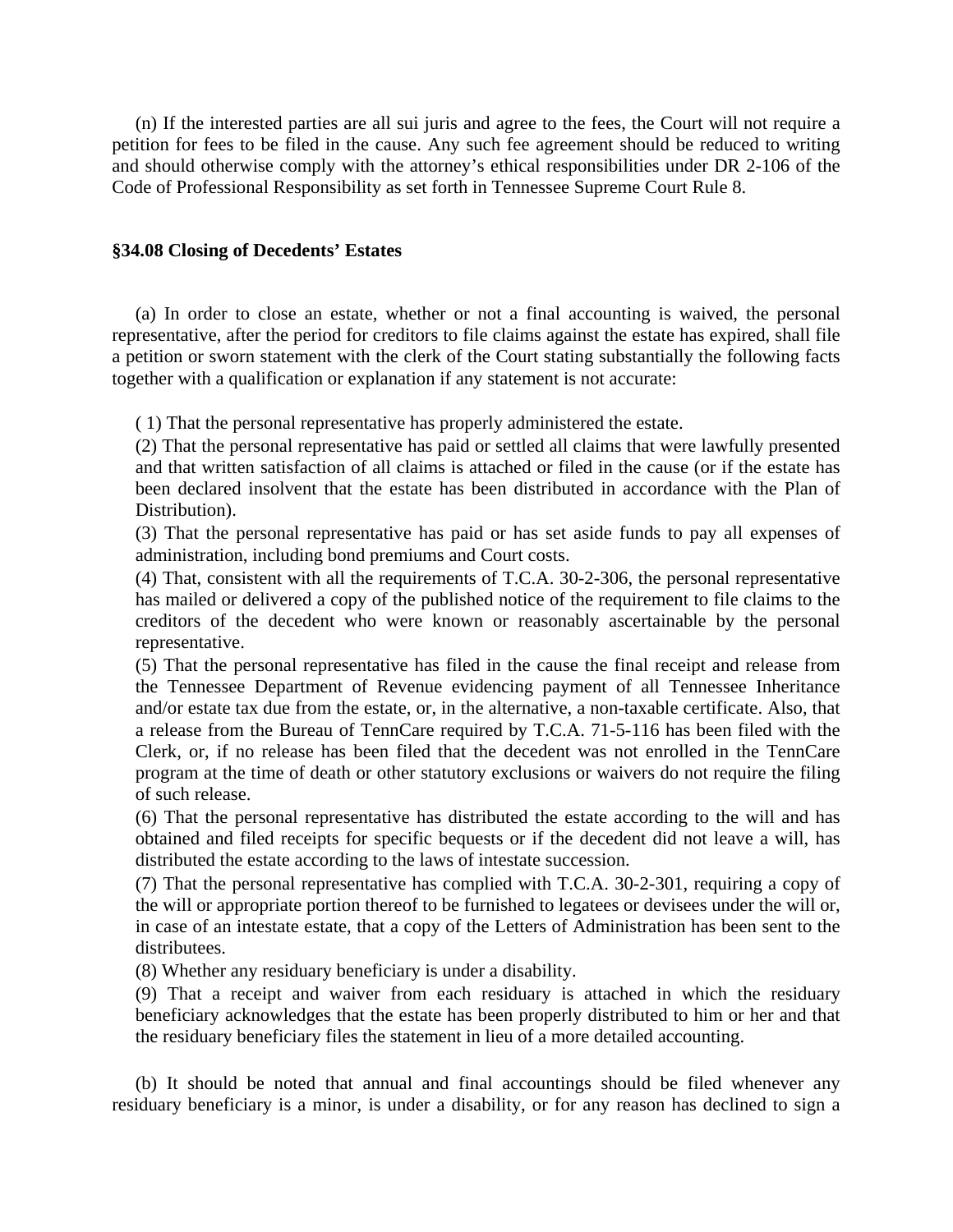(n) If the interested parties are all sui juris and agree to the fees, the Court will not require a petition for fees to be filed in the cause. Any such fee agreement should be reduced to writing and should otherwise comply with the attorney's ethical responsibilities under DR 2-106 of the Code of Professional Responsibility as set forth in Tennessee Supreme Court Rule 8.

### §34.08 Closing of Decedents' Estates

(a) In order to close an estate, whether or not a final accounting is waived, the personal representative, after the period for creditors to file claims against the estate has expired, shall file a petition or sworn statement with the clerk of the Court stating substantially the following facts together with a qualification or explanation if any statement is not accurate:

( 1) That the personal representative has properly administered the estate.

(2) That the personal representative has paid or settled all claims that were lawfully presented and that written satisfaction of all claims is attached or filed in the cause (or if the estate has been declared insolvent that the estate has been distributed in accordance with the Plan of Distribution).

(3) That the personal representative has paid or has set aside funds to pay all expenses of administration, including bond premiums and Court costs.

(4) That, consistent with all the requirements of T.C.A. 30-2-306, the personal representative has mailed or delivered a copy of the published notice of the requirement to file claims to the creditors of the decedent who were known or reasonably ascertainable by the personal representative.

(5) That the personal representative has filed in the cause the final receipt and release from the Tennessee Department of Revenue evidencing payment of all Tennessee Inheritance and/or estate tax due from the estate, or, in the alternative, a non-taxable certificate. Also, that a release from the Bureau of TennCare required by T.C.A. 71-5-116 has been filed with the Clerk, or, if no release has been filed that the decedent was not enrolled in the TennCare program at the time of death or other statutory exclusions or waivers do not require the filing of such release.

(6) That the personal representative has distributed the estate according to the will and has obtained and filed receipts for specific bequests or if the decedent did not leave a will, has distributed the estate according to the laws of intestate succession.

(7) That the personal representative has complied with T.C.A. 30-2-301, requiring a copy of the will or appropriate portion thereof to be furnished to legatees or devisees under the will or, in case of an intestate estate, that a copy of the Letters of Administration has been sent to the distributees.

(8) Whether any residuary beneficiary is under a disability.

(9) That a receipt and waiver from each residuary is attached in which the residuary beneficiary acknowledges that the estate has been properly distributed to him or her and that the residuary beneficiary files the statement in lieu of a more detailed accounting.

(b) It should be noted that annual and final accountings should be filed whenever any residuary beneficiary is a minor, is under a disability, or for any reason has declined to sign a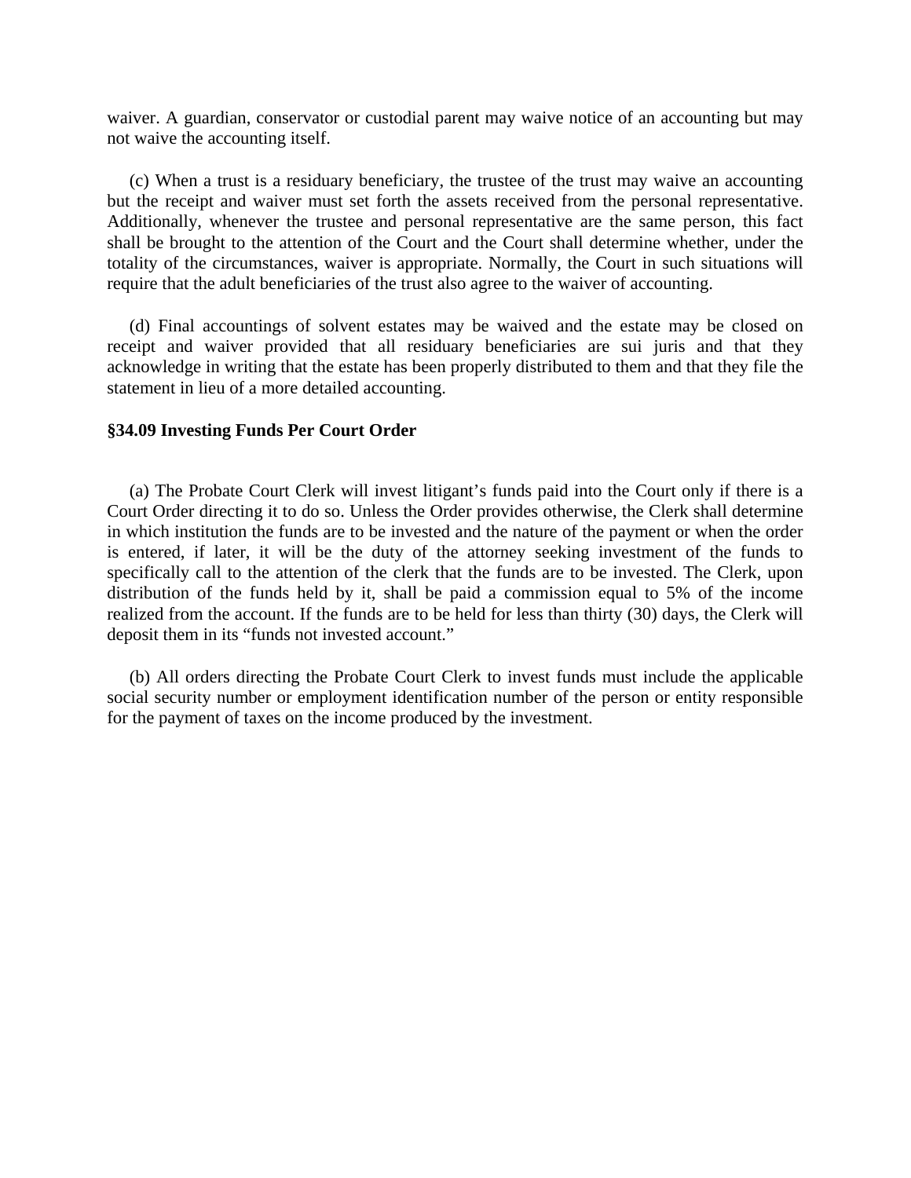waiver. A guardian, conservator or custodial parent may waive notice of an accounting but may not waive the accounting itself.

(c) When a trust is a residuary beneficiary, the trustee of the trust may waive an accounting but the receipt and waiver must set forth the assets received from the personal representative. Additionally, whenever the trustee and personal representative are the same person, this fact shall be brought to the attention of the Court and the Court shall determine whether, under the totality of the circumstances, waiver is appropriate. Normally, the Court in such situations will require that the adult beneficiaries of the trust also agree to the waiver of accounting.

(d) Final accountings of solvent estates may be waived and the estate may be closed on receipt and waiver provided that all residuary beneficiaries are sui juris and that they acknowledge in writing that the estate has been properly distributed to them and that they file the statement in lieu of a more detailed accounting.

### §34.09 Investing Funds Per Court Order

(a) The Probate Court Clerk will invest litigant's funds paid into the Court only if there is a Court Order directing it to do so. Unless the Order provides otherwise, the Clerk shall determine in which institution the funds are to be invested and the nature of the payment or when the order is entered, if later, it will be the duty of the attorney seeking investment of the funds to specifically call to the attention of the clerk that the funds are to be invested. The Clerk, upon distribution of the funds held by it, shall be paid a commission equal to 5% of the income realized from the account. If the funds are to be held for less than thirty (30) days, the Clerk will deposit them in its "funds not invested account."

(b) All orders directing the Probate Court Clerk to invest funds must include the applicable social security number or employment identification number of the person or entity responsible for the payment of taxes on the income produced by the investment.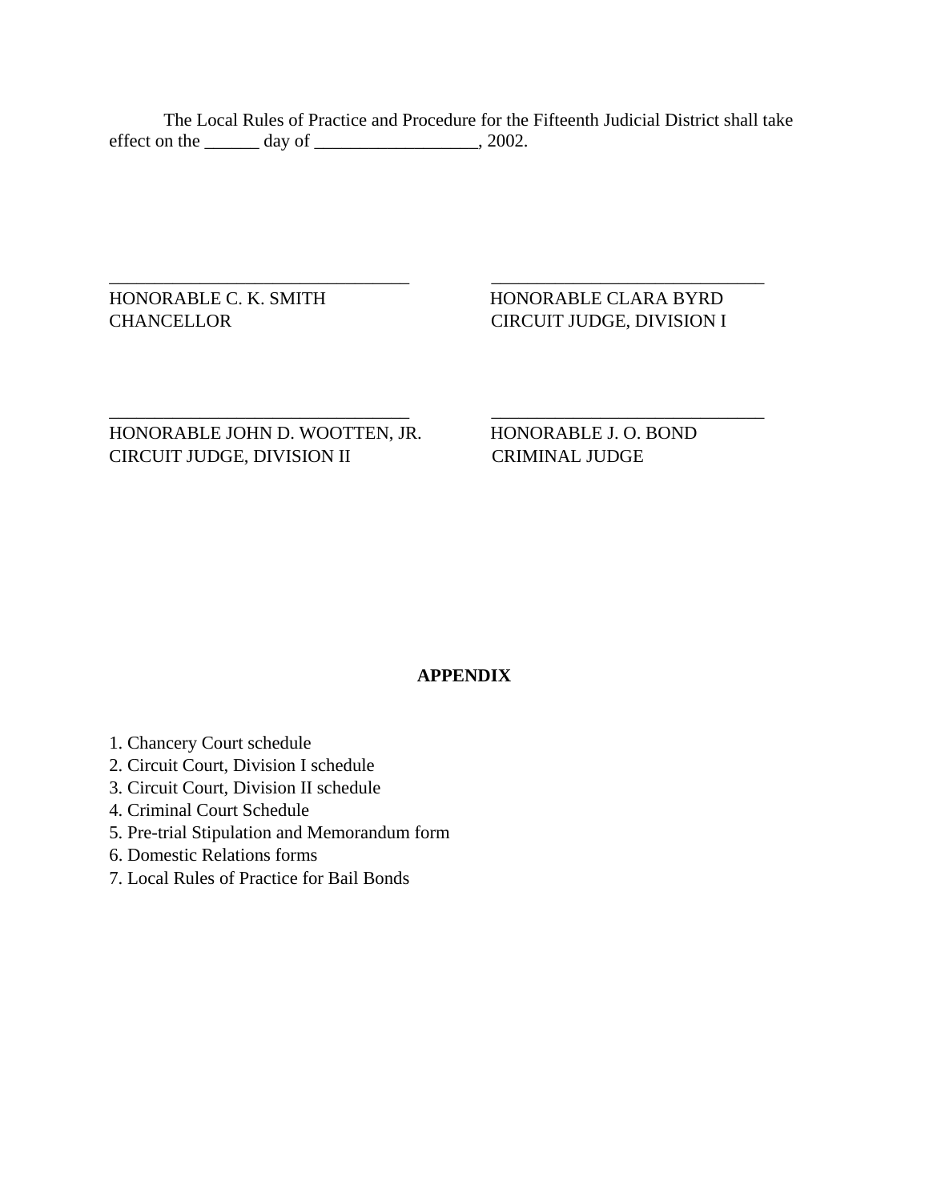The Local Rules of Practice and Procedure for the Fifteenth Judicial District shall take effect on the ______ day of __________________, 2002.

| | |
|---|---|
| ________________________________ | ________________________________ |
| HONORABLE C. K. SMITH | HONORABLE CLARA BYRD |
| CHANCELLOR | CIRCUIT JUDGE, DIVISION I |
| ________________________________ | ________________________________ |
| HONORABLE JOHN D. WOOTTEN, JR. | HONORABLE J. O. BOND |
| CIRCUIT JUDGE, DIVISION II | CRIMINAL JUDGE |

## APPENDIX

1. Chancery Court schedule
2. Circuit Court, Division I schedule
3. Circuit Court, Division II schedule
4. Criminal Court Schedule
5. Pre-trial Stipulation and Memorandum form
6. Domestic Relations forms
7. Local Rules of Practice for Bail Bonds